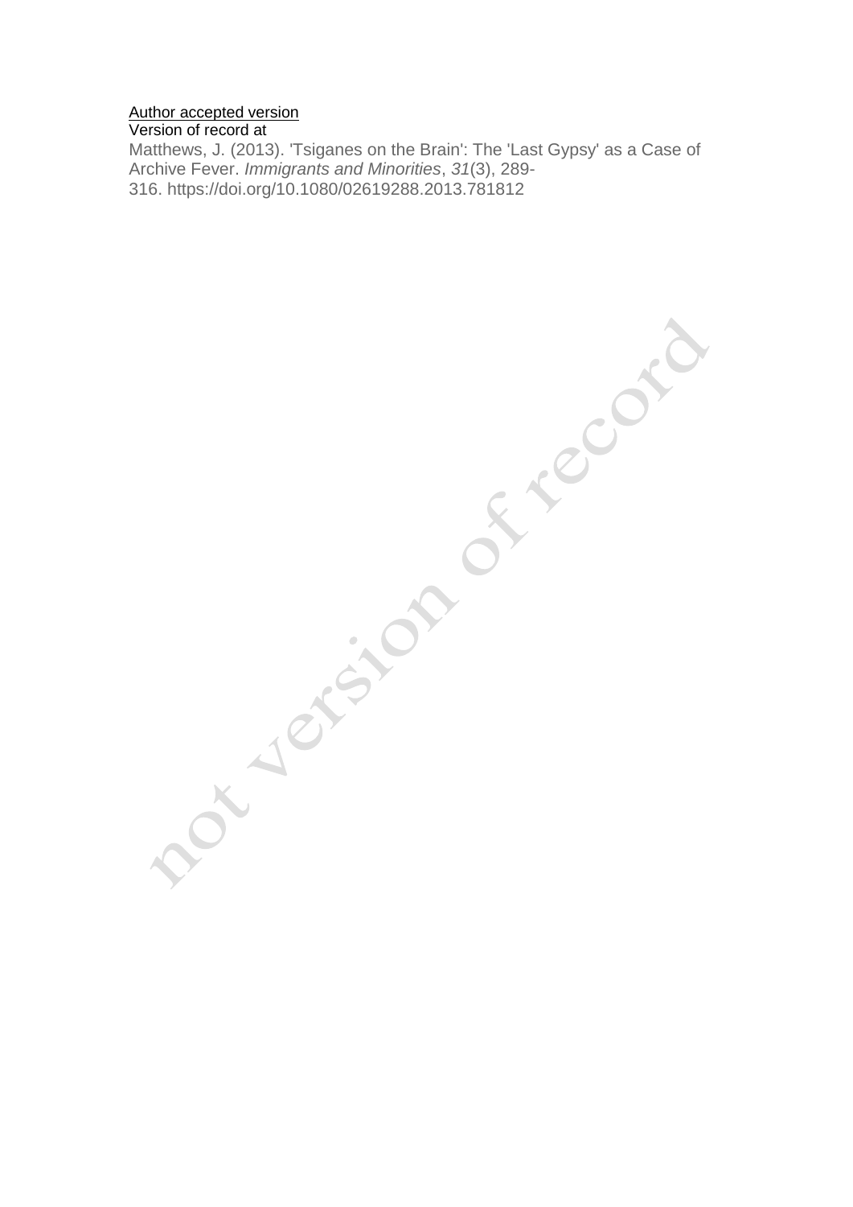Author accepted version

Version of record at

Matthews, J. (2013). 'Tsiganes on the Brain': The 'Last Gypsy' as a Case of Archive Fever. *Immigrants and Minorities*, *31*(3), 289-316. https://doi.org/10.1080/02619288.2013.781812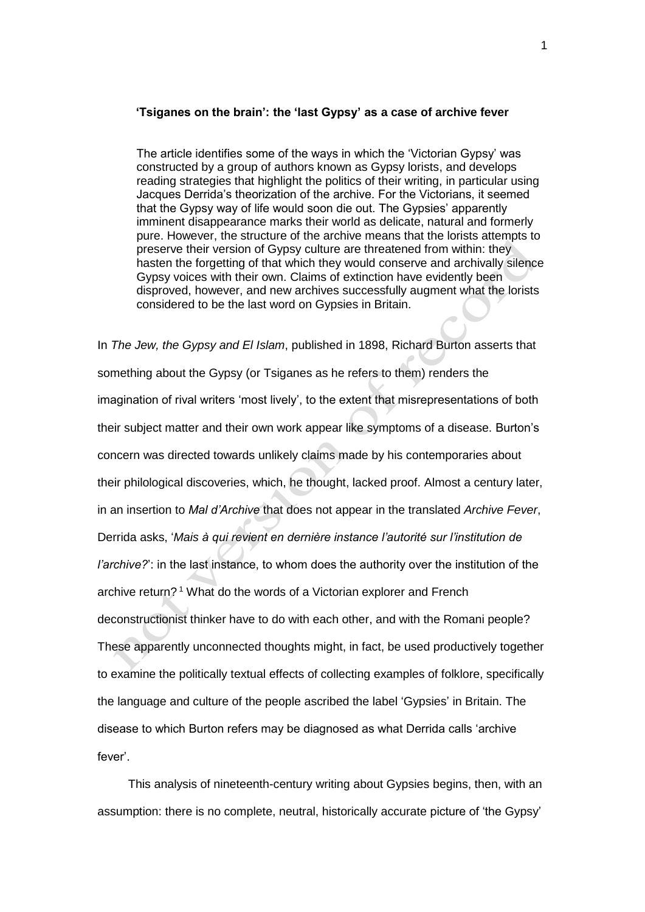**'Tsiganes on the brain': the 'last Gypsy' as a case of archive fever**

> The article identifies some of the ways in which the 'Victorian Gypsy' was constructed by a group of authors known as Gypsy lorists, and develops reading strategies that highlight the politics of their writing, in particular using Jacques Derrida's theorization of the archive. For the Victorians, it seemed that the Gypsy way of life would soon die out. The Gypsies' apparently imminent disappearance marks their world as delicate, natural and formerly pure. However, the structure of the archive means that the lorists attempts to preserve their version of Gypsy culture are threatened from within: they hasten the forgetting of that which they would conserve and archivally silence Gypsy voices with their own. Claims of extinction have evidently been disproved, however, and new archives successfully augment what the lorists considered to be the last word on Gypsies in Britain.

In *The Jew, the Gypsy and El Islam*, published in 1898, Richard Burton asserts that something about the Gypsy (or Tsiganes as he refers to them) renders the imagination of rival writers 'most lively', to the extent that misrepresentations of both their subject matter and their own work appear like symptoms of a disease. Burton's concern was directed towards unlikely claims made by his contemporaries about their philological discoveries, which, he thought, lacked proof. Almost a century later, in an insertion to *Mal d'Archive* that does not appear in the translated *Archive Fever*, Derrida asks, '*Mais à qui revient en dernière instance l'autorité sur l'institution de l'archive?*': in the last instance, to whom does the authority over the institution of the archive return? [1] What do the words of a Victorian explorer and French deconstructionist thinker have to do with each other, and with the Romani people? These apparently unconnected thoughts might, in fact, be used productively together to examine the politically textual effects of collecting examples of folklore, specifically the language and culture of the people ascribed the label 'Gypsies' in Britain. The disease to which Burton refers may be diagnosed as what Derrida calls 'archive fever'.

This analysis of nineteenth-century writing about Gypsies begins, then, with an assumption: there is no complete, neutral, historically accurate picture of 'the Gypsy'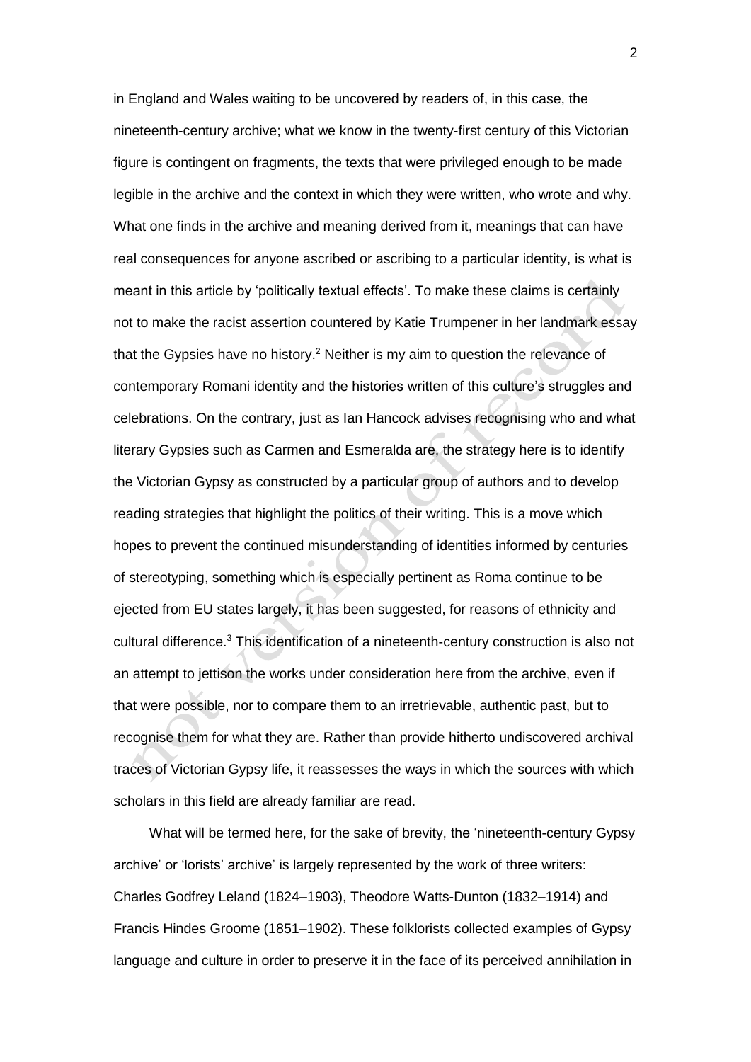in England and Wales waiting to be uncovered by readers of, in this case, the nineteenth-century archive; what we know in the twenty-first century of this Victorian figure is contingent on fragments, the texts that were privileged enough to be made legible in the archive and the context in which they were written, who wrote and why. What one finds in the archive and meaning derived from it, meanings that can have real consequences for anyone ascribed or ascribing to a particular identity, is what is meant in this article by 'politically textual effects'. To make these claims is certainly not to make the racist assertion countered by Katie Trumpener in her landmark essay that the Gypsies have no history.[2] Neither is my aim to question the relevance of contemporary Romani identity and the histories written of this culture's struggles and celebrations. On the contrary, just as Ian Hancock advises recognising who and what literary Gypsies such as Carmen and Esmeralda are, the strategy here is to identify the Victorian Gypsy as constructed by a particular group of authors and to develop reading strategies that highlight the politics of their writing. This is a move which hopes to prevent the continued misunderstanding of identities informed by centuries of stereotyping, something which is especially pertinent as Roma continue to be ejected from EU states largely, it has been suggested, for reasons of ethnicity and cultural difference.[3] This identification of a nineteenth-century construction is also not an attempt to jettison the works under consideration here from the archive, even if that were possible, nor to compare them to an irretrievable, authentic past, but to recognise them for what they are. Rather than provide hitherto undiscovered archival traces of Victorian Gypsy life, it reassesses the ways in which the sources with which scholars in this field are already familiar are read.

What will be termed here, for the sake of brevity, the 'nineteenth-century Gypsy archive' or 'lorists' archive' is largely represented by the work of three writers: Charles Godfrey Leland (1824–1903), Theodore Watts-Dunton (1832–1914) and Francis Hindes Groome (1851–1902). These folklorists collected examples of Gypsy language and culture in order to preserve it in the face of its perceived annihilation in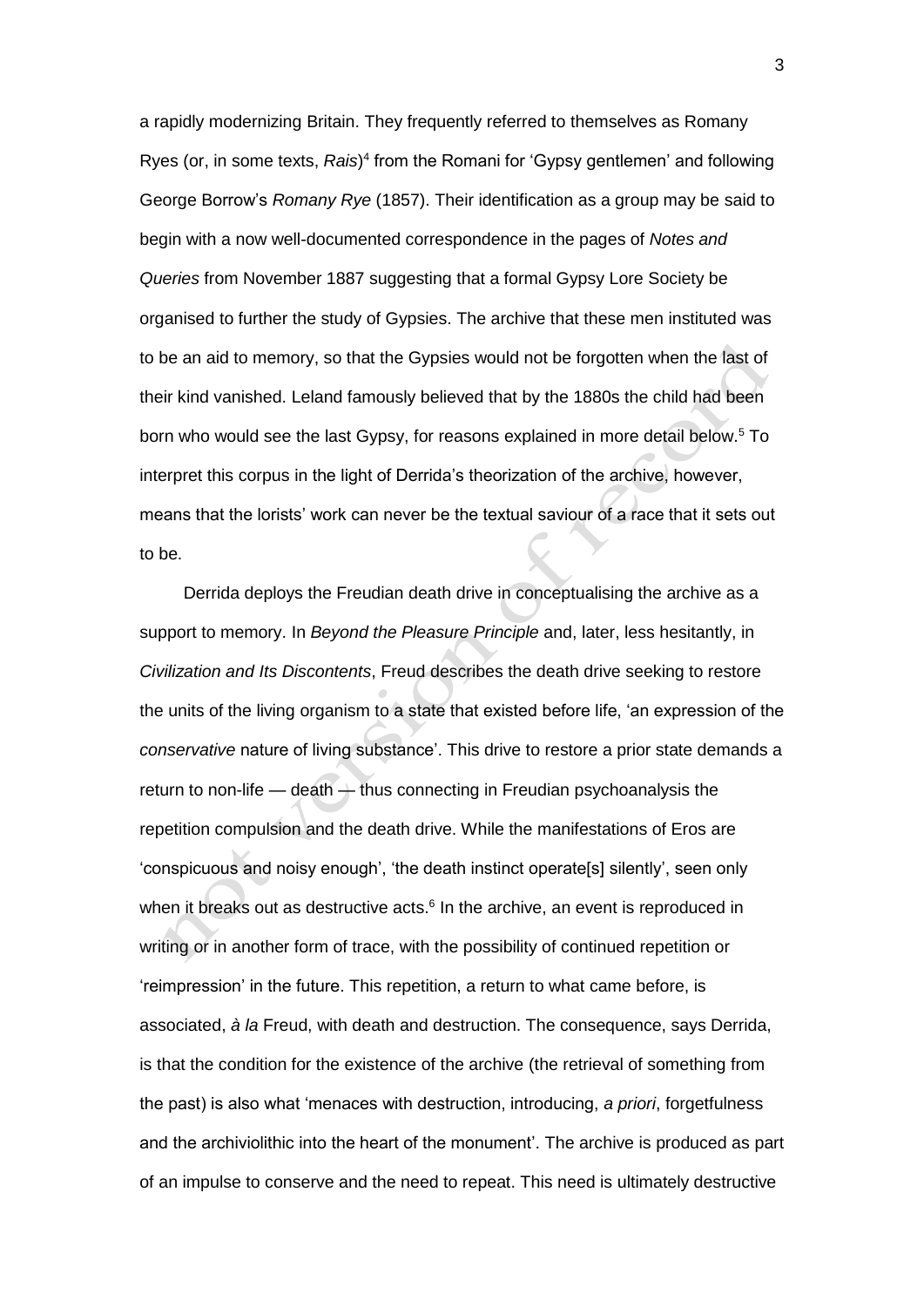a rapidly modernizing Britain. They frequently referred to themselves as Romany Ryes (or, in some texts, *Rais*)[4] from the Romani for 'Gypsy gentlemen' and following George Borrow's *Romany Rye* (1857). Their identification as a group may be said to begin with a now well-documented correspondence in the pages of *Notes and Queries* from November 1887 suggesting that a formal Gypsy Lore Society be organised to further the study of Gypsies. The archive that these men instituted was to be an aid to memory, so that the Gypsies would not be forgotten when the last of their kind vanished. Leland famously believed that by the 1880s the child had been born who would see the last Gypsy, for reasons explained in more detail below.[5] To interpret this corpus in the light of Derrida's theorization of the archive, however, means that the lorists' work can never be the textual saviour of a race that it sets out to be.

Derrida deploys the Freudian death drive in conceptualising the archive as a support to memory. In *Beyond the Pleasure Principle* and, later, less hesitantly, in *Civilization and Its Discontents*, Freud describes the death drive seeking to restore the units of the living organism to a state that existed before life, 'an expression of the *conservative* nature of living substance'. This drive to restore a prior state demands a return to non-life — death — thus connecting in Freudian psychoanalysis the repetition compulsion and the death drive. While the manifestations of Eros are 'conspicuous and noisy enough', 'the death instinct operate[s] silently', seen only when it breaks out as destructive acts.[6] In the archive, an event is reproduced in writing or in another form of trace, with the possibility of continued repetition or 'reimpression' in the future. This repetition, a return to what came before, is associated, *à la* Freud, with death and destruction. The consequence, says Derrida, is that the condition for the existence of the archive (the retrieval of something from the past) is also what 'menaces with destruction, introducing, *a priori*, forgetfulness and the archiviolithic into the heart of the monument'. The archive is produced as part of an impulse to conserve and the need to repeat. This need is ultimately destructive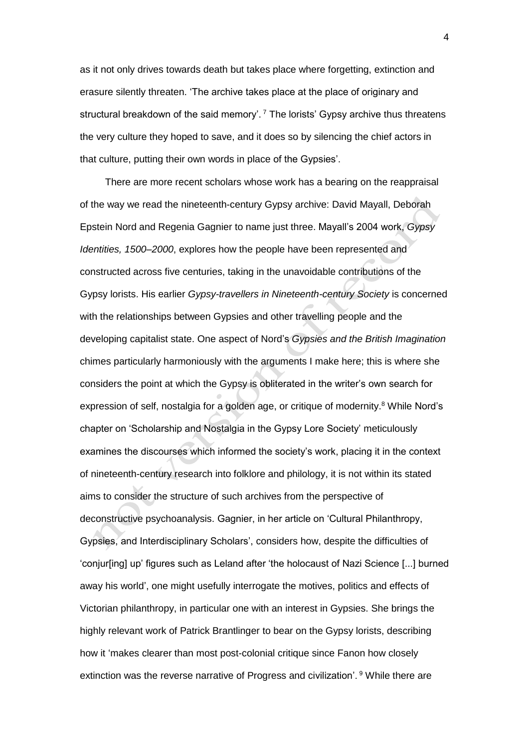as it not only drives towards death but takes place where forgetting, extinction and erasure silently threaten. 'The archive takes place at the place of originary and structural breakdown of the said memory'.[7] The lorists' Gypsy archive thus threatens the very culture they hoped to save, and it does so by silencing the chief actors in that culture, putting their own words in place of the Gypsies'.

There are more recent scholars whose work has a bearing on the reappraisal of the way we read the nineteenth-century Gypsy archive: David Mayall, Deborah Epstein Nord and Regenia Gagnier to name just three. Mayall's 2004 work, *Gypsy Identities, 1500–2000*, explores how the people have been represented and constructed across five centuries, taking in the unavoidable contributions of the Gypsy lorists. His earlier *Gypsy-travellers in Nineteenth-century Society* is concerned with the relationships between Gypsies and other travelling people and the developing capitalist state. One aspect of Nord's *Gypsies and the British Imagination* chimes particularly harmoniously with the arguments I make here; this is where she considers the point at which the Gypsy is obliterated in the writer's own search for expression of self, nostalgia for a golden age, or critique of modernity.[8] While Nord's chapter on 'Scholarship and Nostalgia in the Gypsy Lore Society' meticulously examines the discourses which informed the society's work, placing it in the context of nineteenth-century research into folklore and philology, it is not within its stated aims to consider the structure of such archives from the perspective of deconstructive psychoanalysis. Gagnier, in her article on 'Cultural Philanthropy, Gypsies, and Interdisciplinary Scholars', considers how, despite the difficulties of 'conjur[ing] up' figures such as Leland after 'the holocaust of Nazi Science [...] burned away his world', one might usefully interrogate the motives, politics and effects of Victorian philanthropy, in particular one with an interest in Gypsies. She brings the highly relevant work of Patrick Brantlinger to bear on the Gypsy lorists, describing how it 'makes clearer than most post-colonial critique since Fanon how closely extinction was the reverse narrative of Progress and civilization'.[9] While there are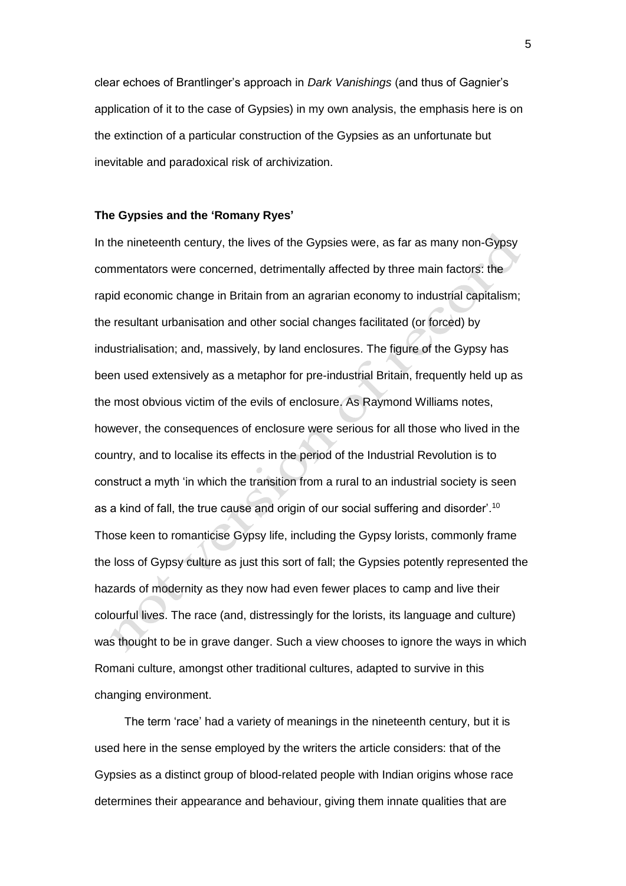clear echoes of Brantlinger's approach in *Dark Vanishings* (and thus of Gagnier's application of it to the case of Gypsies) in my own analysis, the emphasis here is on the extinction of a particular construction of the Gypsies as an unfortunate but inevitable and paradoxical risk of archivization.

**The Gypsies and the 'Romany Ryes'**

In the nineteenth century, the lives of the Gypsies were, as far as many non-Gypsy commentators were concerned, detrimentally affected by three main factors: the rapid economic change in Britain from an agrarian economy to industrial capitalism; the resultant urbanisation and other social changes facilitated (or forced) by industrialisation; and, massively, by land enclosures. The figure of the Gypsy has been used extensively as a metaphor for pre-industrial Britain, frequently held up as the most obvious victim of the evils of enclosure. As Raymond Williams notes, however, the consequences of enclosure were serious for all those who lived in the country, and to localise its effects in the period of the Industrial Revolution is to construct a myth 'in which the transition from a rural to an industrial society is seen as a kind of fall, the true cause and origin of our social suffering and disorder'.[10] Those keen to romanticise Gypsy life, including the Gypsy lorists, commonly frame the loss of Gypsy culture as just this sort of fall; the Gypsies potently represented the hazards of modernity as they now had even fewer places to camp and live their colourful lives. The race (and, distressingly for the lorists, its language and culture) was thought to be in grave danger. Such a view chooses to ignore the ways in which Romani culture, amongst other traditional cultures, adapted to survive in this changing environment.

The term 'race' had a variety of meanings in the nineteenth century, but it is used here in the sense employed by the writers the article considers: that of the Gypsies as a distinct group of blood-related people with Indian origins whose race determines their appearance and behaviour, giving them innate qualities that are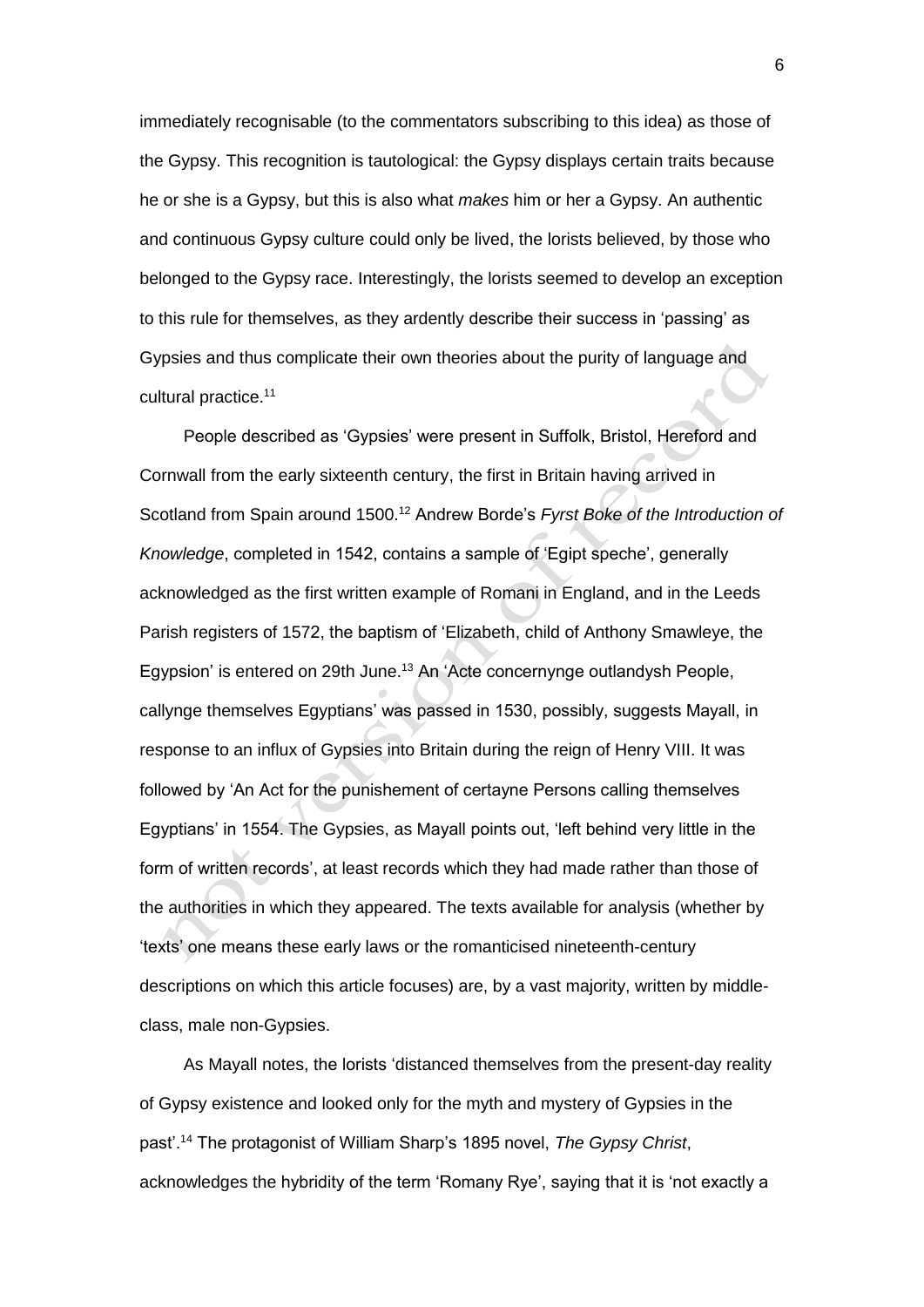immediately recognisable (to the commentators subscribing to this idea) as those of the Gypsy. This recognition is tautological: the Gypsy displays certain traits because he or she is a Gypsy, but this is also what *makes* him or her a Gypsy. An authentic and continuous Gypsy culture could only be lived, the lorists believed, by those who belonged to the Gypsy race. Interestingly, the lorists seemed to develop an exception to this rule for themselves, as they ardently describe their success in 'passing' as Gypsies and thus complicate their own theories about the purity of language and cultural practice.[11]

People described as 'Gypsies' were present in Suffolk, Bristol, Hereford and Cornwall from the early sixteenth century, the first in Britain having arrived in Scotland from Spain around 1500.[12] Andrew Borde's *Fyrst Boke of the Introduction of Knowledge*, completed in 1542, contains a sample of 'Egipt speche', generally acknowledged as the first written example of Romani in England, and in the Leeds Parish registers of 1572, the baptism of 'Elizabeth, child of Anthony Smawleye, the Egypsion' is entered on 29th June.[13] An 'Acte concernynge outlandysh People, callynge themselves Egyptians' was passed in 1530, possibly, suggests Mayall, in response to an influx of Gypsies into Britain during the reign of Henry VIII. It was followed by 'An Act for the punishement of certayne Persons calling themselves Egyptians' in 1554. The Gypsies, as Mayall points out, 'left behind very little in the form of written records', at least records which they had made rather than those of the authorities in which they appeared. The texts available for analysis (whether by 'texts' one means these early laws or the romanticised nineteenth-century descriptions on which this article focuses) are, by a vast majority, written by middle-class, male non-Gypsies.

As Mayall notes, the lorists 'distanced themselves from the present-day reality of Gypsy existence and looked only for the myth and mystery of Gypsies in the past'.[14] The protagonist of William Sharp's 1895 novel, *The Gypsy Christ*, acknowledges the hybridity of the term 'Romany Rye', saying that it is 'not exactly a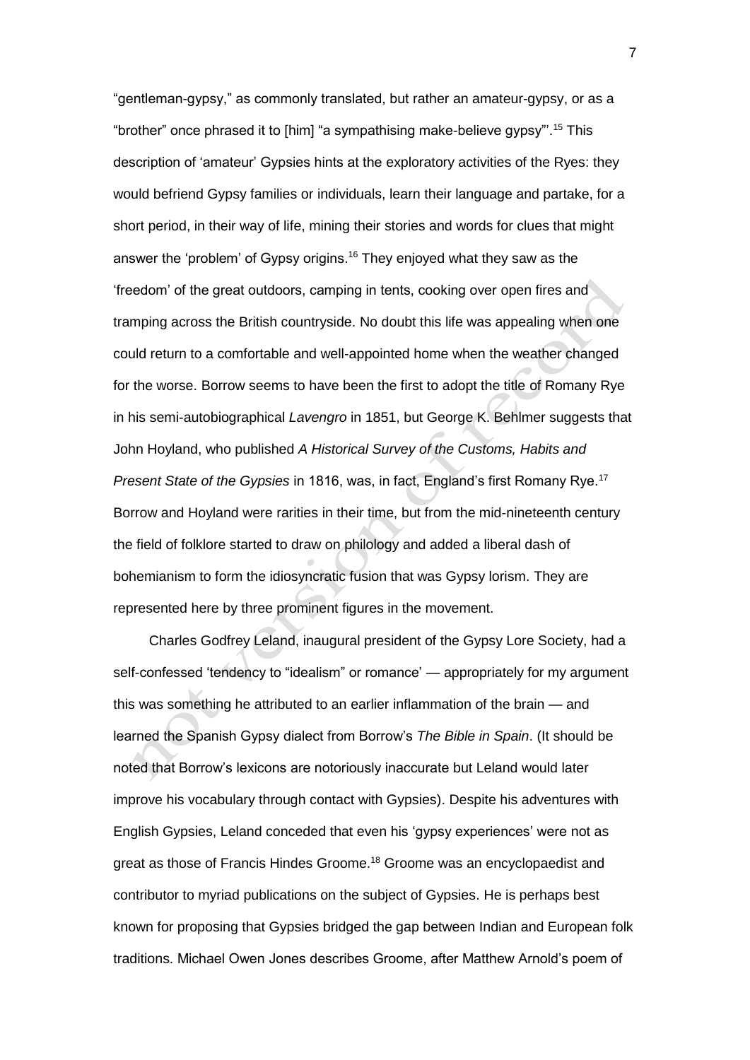"gentleman-gypsy," as commonly translated, but rather an amateur-gypsy, or as a "brother" once phrased it to [him] "a sympathising make-believe gypsy"'.[15] This description of 'amateur' Gypsies hints at the exploratory activities of the Ryes: they would befriend Gypsy families or individuals, learn their language and partake, for a short period, in their way of life, mining their stories and words for clues that might answer the 'problem' of Gypsy origins.[16] They enjoyed what they saw as the 'freedom' of the great outdoors, camping in tents, cooking over open fires and tramping across the British countryside. No doubt this life was appealing when one could return to a comfortable and well-appointed home when the weather changed for the worse. Borrow seems to have been the first to adopt the title of Romany Rye in his semi-autobiographical *Lavengro* in 1851, but George K. Behlmer suggests that John Hoyland, who published *A Historical Survey of the Customs, Habits and Present State of the Gypsies* in 1816, was, in fact, England's first Romany Rye.[17] Borrow and Hoyland were rarities in their time, but from the mid-nineteenth century the field of folklore started to draw on philology and added a liberal dash of bohemianism to form the idiosyncratic fusion that was Gypsy lorism. They are represented here by three prominent figures in the movement.

Charles Godfrey Leland, inaugural president of the Gypsy Lore Society, had a self-confessed 'tendency to "idealism" or romance' — appropriately for my argument this was something he attributed to an earlier inflammation of the brain — and learned the Spanish Gypsy dialect from Borrow's *The Bible in Spain*. (It should be noted that Borrow's lexicons are notoriously inaccurate but Leland would later improve his vocabulary through contact with Gypsies). Despite his adventures with English Gypsies, Leland conceded that even his 'gypsy experiences' were not as great as those of Francis Hindes Groome.[18] Groome was an encyclopaedist and contributor to myriad publications on the subject of Gypsies. He is perhaps best known for proposing that Gypsies bridged the gap between Indian and European folk traditions. Michael Owen Jones describes Groome, after Matthew Arnold's poem of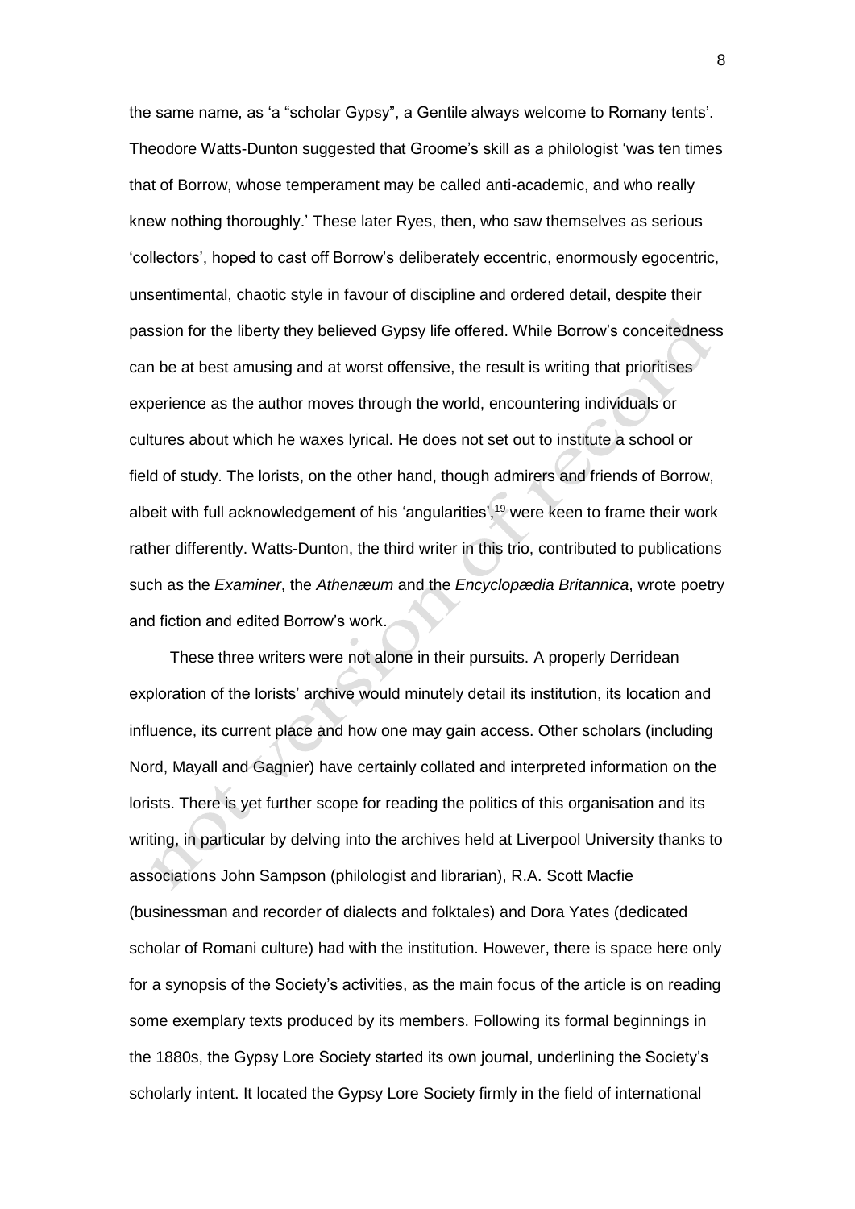the same name, as 'a "scholar Gypsy", a Gentile always welcome to Romany tents'. Theodore Watts-Dunton suggested that Groome's skill as a philologist 'was ten times that of Borrow, whose temperament may be called anti-academic, and who really knew nothing thoroughly.' These later Ryes, then, who saw themselves as serious 'collectors', hoped to cast off Borrow's deliberately eccentric, enormously egocentric, unsentimental, chaotic style in favour of discipline and ordered detail, despite their passion for the liberty they believed Gypsy life offered. While Borrow's conceitedness can be at best amusing and at worst offensive, the result is writing that prioritises experience as the author moves through the world, encountering individuals or cultures about which he waxes lyrical. He does not set out to institute a school or field of study. The lorists, on the other hand, though admirers and friends of Borrow, albeit with full acknowledgement of his 'angularities',[19] were keen to frame their work rather differently. Watts-Dunton, the third writer in this trio, contributed to publications such as the *Examiner*, the *Athenæum* and the *Encyclopædia Britannica*, wrote poetry and fiction and edited Borrow's work.

These three writers were not alone in their pursuits. A properly Derridean exploration of the lorists' archive would minutely detail its institution, its location and influence, its current place and how one may gain access. Other scholars (including Nord, Mayall and Gagnier) have certainly collated and interpreted information on the lorists. There is yet further scope for reading the politics of this organisation and its writing, in particular by delving into the archives held at Liverpool University thanks to associations John Sampson (philologist and librarian), R.A. Scott Macfie (businessman and recorder of dialects and folktales) and Dora Yates (dedicated scholar of Romani culture) had with the institution. However, there is space here only for a synopsis of the Society's activities, as the main focus of the article is on reading some exemplary texts produced by its members. Following its formal beginnings in the 1880s, the Gypsy Lore Society started its own journal, underlining the Society's scholarly intent. It located the Gypsy Lore Society firmly in the field of international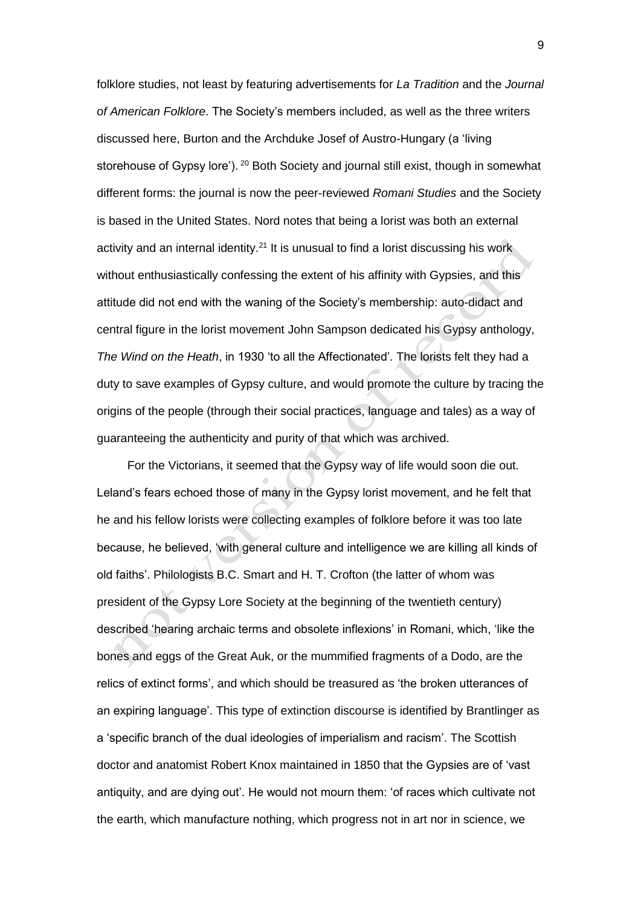folklore studies, not least by featuring advertisements for *La Tradition* and the *Journal of American Folklore*. The Society's members included, as well as the three writers discussed here, Burton and the Archduke Josef of Austro-Hungary (a 'living storehouse of Gypsy lore').[20] Both Society and journal still exist, though in somewhat different forms: the journal is now the peer-reviewed *Romani Studies* and the Society is based in the United States. Nord notes that being a lorist was both an external activity and an internal identity.[21] It is unusual to find a lorist discussing his work without enthusiastically confessing the extent of his affinity with Gypsies, and this attitude did not end with the waning of the Society's membership: auto-didact and central figure in the lorist movement John Sampson dedicated his Gypsy anthology, *The Wind on the Heath*, in 1930 'to all the Affectionated'. The lorists felt they had a duty to save examples of Gypsy culture, and would promote the culture by tracing the origins of the people (through their social practices, language and tales) as a way of guaranteeing the authenticity and purity of that which was archived.

For the Victorians, it seemed that the Gypsy way of life would soon die out. Leland's fears echoed those of many in the Gypsy lorist movement, and he felt that he and his fellow lorists were collecting examples of folklore before it was too late because, he believed, 'with general culture and intelligence we are killing all kinds of old faiths'. Philologists B.C. Smart and H. T. Crofton (the latter of whom was president of the Gypsy Lore Society at the beginning of the twentieth century) described 'hearing archaic terms and obsolete inflexions' in Romani, which, 'like the bones and eggs of the Great Auk, or the mummified fragments of a Dodo, are the relics of extinct forms', and which should be treasured as 'the broken utterances of an expiring language'. This type of extinction discourse is identified by Brantlinger as a 'specific branch of the dual ideologies of imperialism and racism'. The Scottish doctor and anatomist Robert Knox maintained in 1850 that the Gypsies are of 'vast antiquity, and are dying out'. He would not mourn them: 'of races which cultivate not the earth, which manufacture nothing, which progress not in art nor in science, we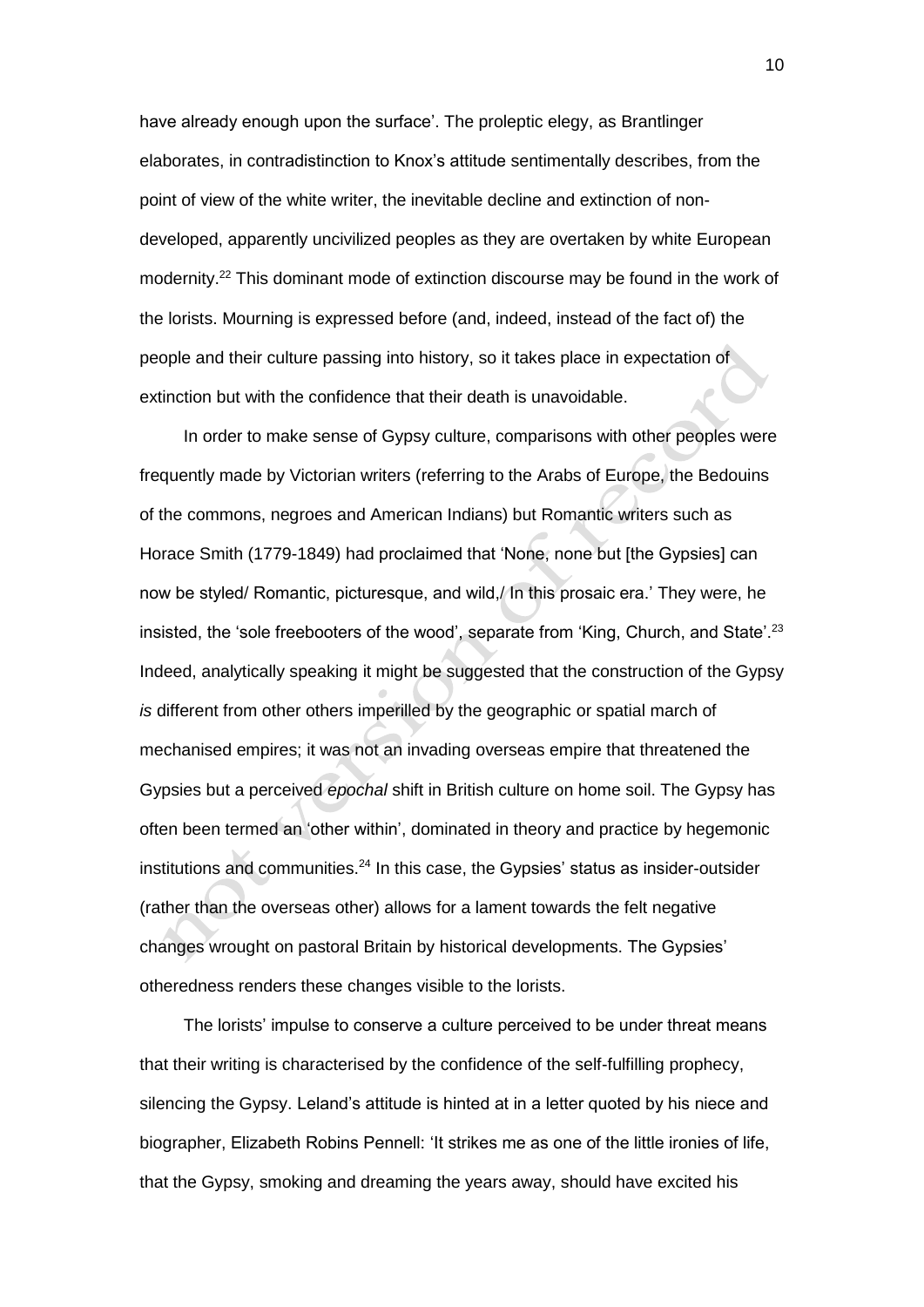have already enough upon the surface'. The proleptic elegy, as Brantlinger elaborates, in contradistinction to Knox's attitude sentimentally describes, from the point of view of the white writer, the inevitable decline and extinction of non-developed, apparently uncivilized peoples as they are overtaken by white European modernity.[22] This dominant mode of extinction discourse may be found in the work of the lorists. Mourning is expressed before (and, indeed, instead of the fact of) the people and their culture passing into history, so it takes place in expectation of extinction but with the confidence that their death is unavoidable.

In order to make sense of Gypsy culture, comparisons with other peoples were frequently made by Victorian writers (referring to the Arabs of Europe, the Bedouins of the commons, negroes and American Indians) but Romantic writers such as Horace Smith (1779-1849) had proclaimed that 'None, none but [the Gypsies] can now be styled/ Romantic, picturesque, and wild,/ In this prosaic era.' They were, he insisted, the 'sole freebooters of the wood', separate from 'King, Church, and State'.[23] Indeed, analytically speaking it might be suggested that the construction of the Gypsy *is* different from other others imperilled by the geographic or spatial march of mechanised empires; it was not an invading overseas empire that threatened the Gypsies but a perceived *epochal* shift in British culture on home soil. The Gypsy has often been termed an 'other within', dominated in theory and practice by hegemonic institutions and communities.[24] In this case, the Gypsies' status as insider-outsider (rather than the overseas other) allows for a lament towards the felt negative changes wrought on pastoral Britain by historical developments. The Gypsies' otheredness renders these changes visible to the lorists.

The lorists' impulse to conserve a culture perceived to be under threat means that their writing is characterised by the confidence of the self-fulfilling prophecy, silencing the Gypsy. Leland's attitude is hinted at in a letter quoted by his niece and biographer, Elizabeth Robins Pennell: 'It strikes me as one of the little ironies of life, that the Gypsy, smoking and dreaming the years away, should have excited his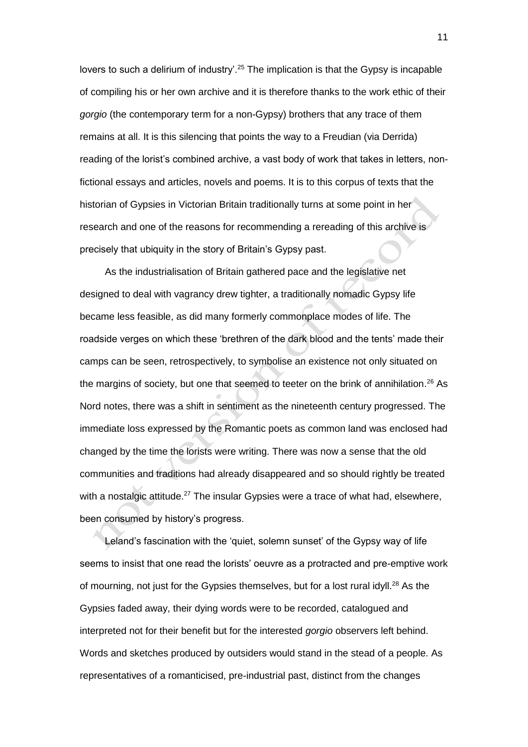lovers to such a delirium of industry'.[25] The implication is that the Gypsy is incapable of compiling his or her own archive and it is therefore thanks to the work ethic of their *gorgio* (the contemporary term for a non-Gypsy) brothers that any trace of them remains at all. It is this silencing that points the way to a Freudian (via Derrida) reading of the lorist's combined archive, a vast body of work that takes in letters, non-fictional essays and articles, novels and poems. It is to this corpus of texts that the historian of Gypsies in Victorian Britain traditionally turns at some point in her research and one of the reasons for recommending a rereading of this archive is precisely that ubiquity in the story of Britain's Gypsy past.

As the industrialisation of Britain gathered pace and the legislative net designed to deal with vagrancy drew tighter, a traditionally nomadic Gypsy life became less feasible, as did many formerly commonplace modes of life. The roadside verges on which these 'brethren of the dark blood and the tents' made their camps can be seen, retrospectively, to symbolise an existence not only situated on the margins of society, but one that seemed to teeter on the brink of annihilation.[26] As Nord notes, there was a shift in sentiment as the nineteenth century progressed. The immediate loss expressed by the Romantic poets as common land was enclosed had changed by the time the lorists were writing. There was now a sense that the old communities and traditions had already disappeared and so should rightly be treated with a nostalgic attitude.[27] The insular Gypsies were a trace of what had, elsewhere, been consumed by history's progress.

Leland's fascination with the 'quiet, solemn sunset' of the Gypsy way of life seems to insist that one read the lorists' oeuvre as a protracted and pre-emptive work of mourning, not just for the Gypsies themselves, but for a lost rural idyll.[28] As the Gypsies faded away, their dying words were to be recorded, catalogued and interpreted not for their benefit but for the interested *gorgio* observers left behind. Words and sketches produced by outsiders would stand in the stead of a people. As representatives of a romanticised, pre-industrial past, distinct from the changes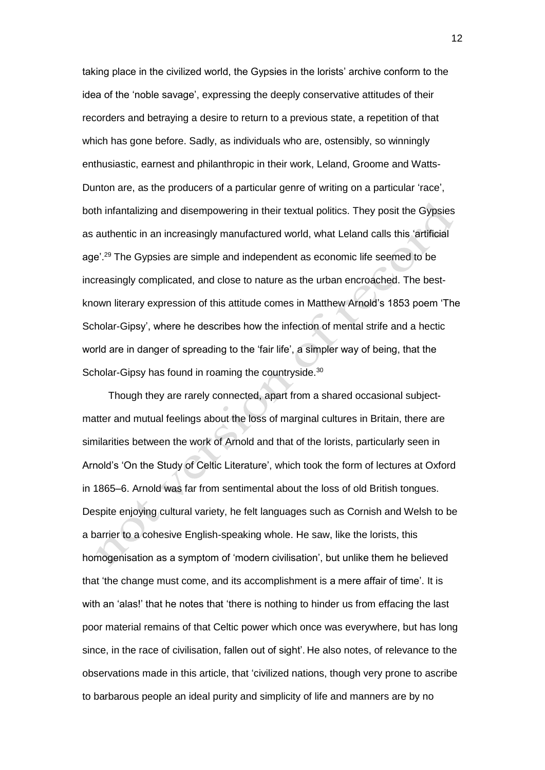taking place in the civilized world, the Gypsies in the lorists' archive conform to the idea of the 'noble savage', expressing the deeply conservative attitudes of their recorders and betraying a desire to return to a previous state, a repetition of that which has gone before. Sadly, as individuals who are, ostensibly, so winningly enthusiastic, earnest and philanthropic in their work, Leland, Groome and Watts-Dunton are, as the producers of a particular genre of writing on a particular 'race', both infantalizing and disempowering in their textual politics. They posit the Gypsies as authentic in an increasingly manufactured world, what Leland calls this 'artificial age'.[29] The Gypsies are simple and independent as economic life seemed to be increasingly complicated, and close to nature as the urban encroached. The best-known literary expression of this attitude comes in Matthew Arnold's 1853 poem 'The Scholar-Gipsy', where he describes how the infection of mental strife and a hectic world are in danger of spreading to the 'fair life', a simpler way of being, that the Scholar-Gipsy has found in roaming the countryside.[30]

Though they are rarely connected, apart from a shared occasional subject-matter and mutual feelings about the loss of marginal cultures in Britain, there are similarities between the work of Arnold and that of the lorists, particularly seen in Arnold's 'On the Study of Celtic Literature', which took the form of lectures at Oxford in 1865–6. Arnold was far from sentimental about the loss of old British tongues. Despite enjoying cultural variety, he felt languages such as Cornish and Welsh to be a barrier to a cohesive English-speaking whole. He saw, like the lorists, this homogenisation as a symptom of 'modern civilisation', but unlike them he believed that 'the change must come, and its accomplishment is a mere affair of time'. It is with an 'alas!' that he notes that 'there is nothing to hinder us from effacing the last poor material remains of that Celtic power which once was everywhere, but has long since, in the race of civilisation, fallen out of sight'. He also notes, of relevance to the observations made in this article, that 'civilized nations, though very prone to ascribe to barbarous people an ideal purity and simplicity of life and manners are by no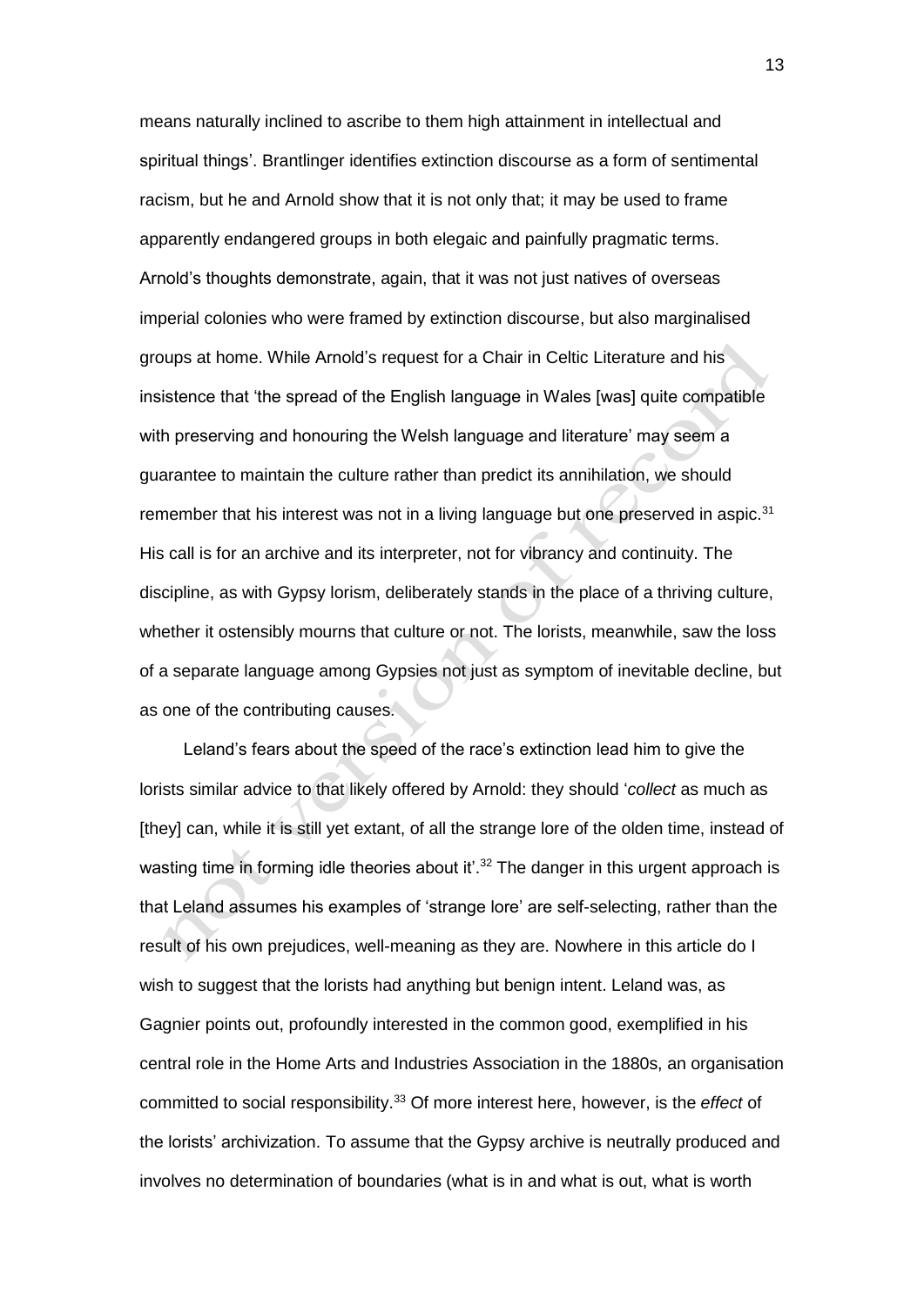means naturally inclined to ascribe to them high attainment in intellectual and spiritual things'. Brantlinger identifies extinction discourse as a form of sentimental racism, but he and Arnold show that it is not only that; it may be used to frame apparently endangered groups in both elegaic and painfully pragmatic terms. Arnold's thoughts demonstrate, again, that it was not just natives of overseas imperial colonies who were framed by extinction discourse, but also marginalised groups at home. While Arnold's request for a Chair in Celtic Literature and his insistence that 'the spread of the English language in Wales [was] quite compatible with preserving and honouring the Welsh language and literature' may seem a guarantee to maintain the culture rather than predict its annihilation, we should remember that his interest was not in a living language but one preserved in aspic.[31] His call is for an archive and its interpreter, not for vibrancy and continuity. The discipline, as with Gypsy lorism, deliberately stands in the place of a thriving culture, whether it ostensibly mourns that culture or not. The lorists, meanwhile, saw the loss of a separate language among Gypsies not just as symptom of inevitable decline, but as one of the contributing causes.

Leland's fears about the speed of the race's extinction lead him to give the lorists similar advice to that likely offered by Arnold: they should '*collect* as much as [they] can, while it is still yet extant, of all the strange lore of the olden time, instead of wasting time in forming idle theories about it'.[32] The danger in this urgent approach is that Leland assumes his examples of 'strange lore' are self-selecting, rather than the result of his own prejudices, well-meaning as they are. Nowhere in this article do I wish to suggest that the lorists had anything but benign intent. Leland was, as Gagnier points out, profoundly interested in the common good, exemplified in his central role in the Home Arts and Industries Association in the 1880s, an organisation committed to social responsibility.[33] Of more interest here, however, is the *effect* of the lorists' archivization. To assume that the Gypsy archive is neutrally produced and involves no determination of boundaries (what is in and what is out, what is worth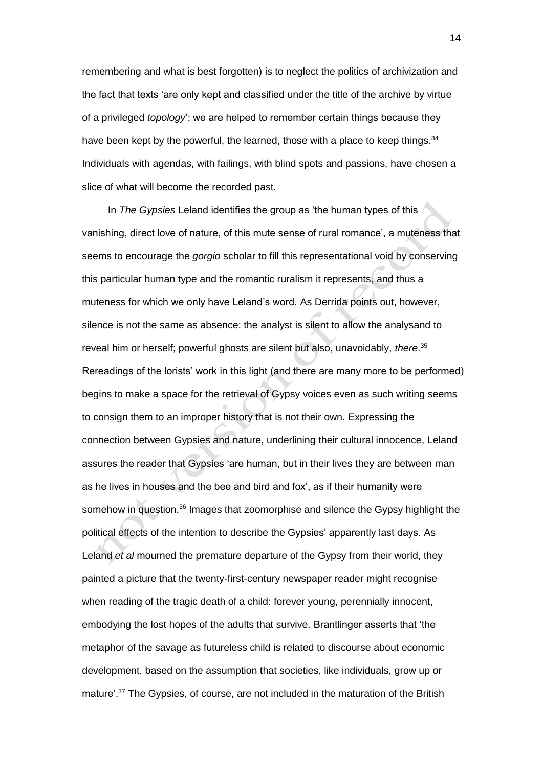remembering and what is best forgotten) is to neglect the politics of archivization and the fact that texts 'are only kept and classified under the title of the archive by virtue of a privileged *topology*': we are helped to remember certain things because they have been kept by the powerful, the learned, those with a place to keep things.[34] Individuals with agendas, with failings, with blind spots and passions, have chosen a slice of what will become the recorded past.

In *The Gypsies* Leland identifies the group as 'the human types of this vanishing, direct love of nature, of this mute sense of rural romance', a muteness that seems to encourage the *gorgio* scholar to fill this representational void by conserving this particular human type and the romantic ruralism it represents, and thus a muteness for which we only have Leland's word. As Derrida points out, however, silence is not the same as absence: the analyst is silent to allow the analysand to reveal him or herself; powerful ghosts are silent but also, unavoidably, *there*.[35] Rereadings of the lorists' work in this light (and there are many more to be performed) begins to make a space for the retrieval of Gypsy voices even as such writing seems to consign them to an improper history that is not their own. Expressing the connection between Gypsies and nature, underlining their cultural innocence, Leland assures the reader that Gypsies 'are human, but in their lives they are between man as he lives in houses and the bee and bird and fox', as if their humanity were somehow in question.[36] Images that zoomorphise and silence the Gypsy highlight the political effects of the intention to describe the Gypsies' apparently last days. As Leland *et al* mourned the premature departure of the Gypsy from their world, they painted a picture that the twenty-first-century newspaper reader might recognise when reading of the tragic death of a child: forever young, perennially innocent, embodying the lost hopes of the adults that survive. Brantlinger asserts that 'the metaphor of the savage as futureless child is related to discourse about economic development, based on the assumption that societies, like individuals, grow up or mature'.[37] The Gypsies, of course, are not included in the maturation of the British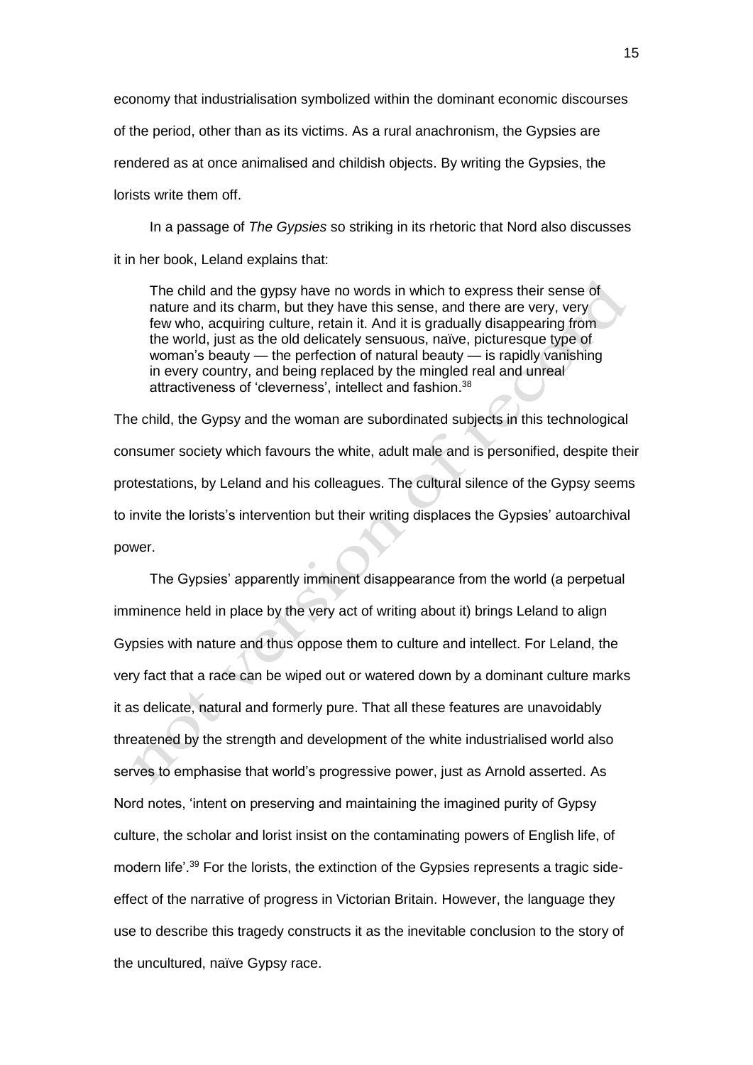economy that industrialisation symbolized within the dominant economic discourses of the period, other than as its victims. As a rural anachronism, the Gypsies are rendered as at once animalised and childish objects. By writing the Gypsies, the lorists write them off.

In a passage of *The Gypsies* so striking in its rhetoric that Nord also discusses it in her book, Leland explains that:

> The child and the gypsy have no words in which to express their sense of nature and its charm, but they have this sense, and there are very, very few who, acquiring culture, retain it. And it is gradually disappearing from the world, just as the old delicately sensuous, naïve, picturesque type of woman's beauty — the perfection of natural beauty — is rapidly vanishing in every country, and being replaced by the mingled real and unreal attractiveness of 'cleverness', intellect and fashion.[38]

The child, the Gypsy and the woman are subordinated subjects in this technological consumer society which favours the white, adult male and is personified, despite their protestations, by Leland and his colleagues. The cultural silence of the Gypsy seems to invite the lorists's intervention but their writing displaces the Gypsies' autoarchival power.

The Gypsies' apparently imminent disappearance from the world (a perpetual imminence held in place by the very act of writing about it) brings Leland to align Gypsies with nature and thus oppose them to culture and intellect. For Leland, the very fact that a race can be wiped out or watered down by a dominant culture marks it as delicate, natural and formerly pure. That all these features are unavoidably threatened by the strength and development of the white industrialised world also serves to emphasise that world's progressive power, just as Arnold asserted. As Nord notes, 'intent on preserving and maintaining the imagined purity of Gypsy culture, the scholar and lorist insist on the contaminating powers of English life, of modern life'.[39] For the lorists, the extinction of the Gypsies represents a tragic side-effect of the narrative of progress in Victorian Britain. However, the language they use to describe this tragedy constructs it as the inevitable conclusion to the story of the uncultured, naïve Gypsy race.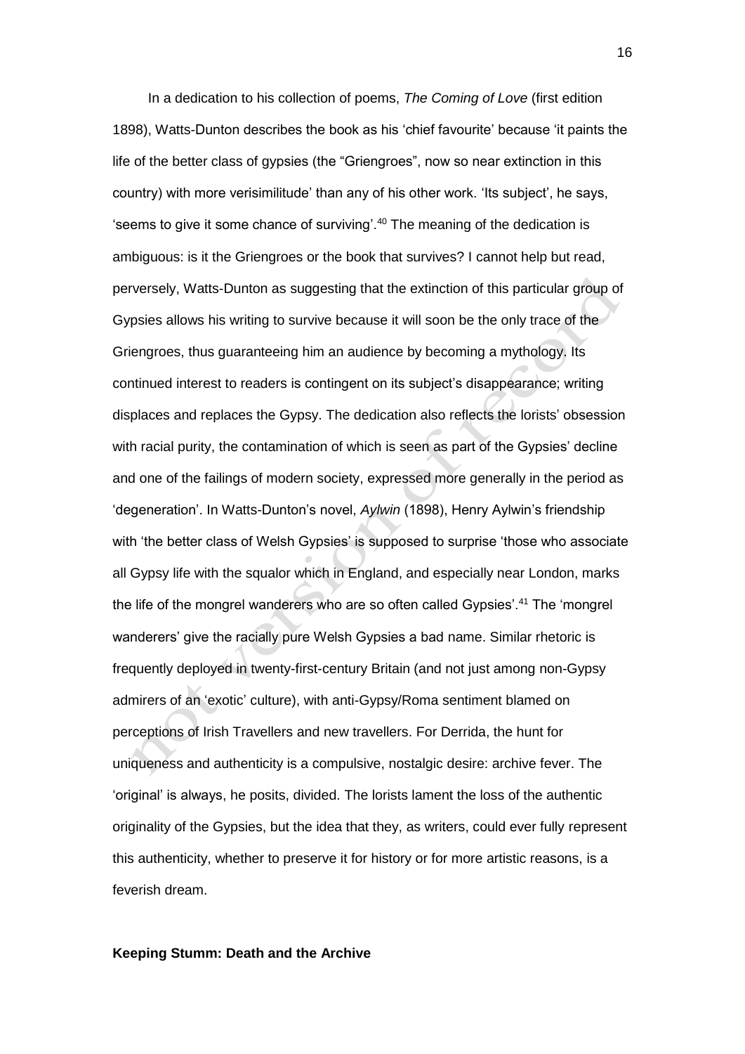In a dedication to his collection of poems, *The Coming of Love* (first edition 1898), Watts-Dunton describes the book as his 'chief favourite' because 'it paints the life of the better class of gypsies (the "Griengroes", now so near extinction in this country) with more verisimilitude' than any of his other work. 'Its subject', he says, 'seems to give it some chance of surviving'.[40] The meaning of the dedication is ambiguous: is it the Griengroes or the book that survives? I cannot help but read, perversely, Watts-Dunton as suggesting that the extinction of this particular group of Gypsies allows his writing to survive because it will soon be the only trace of the Griengroes, thus guaranteeing him an audience by becoming a mythology. Its continued interest to readers is contingent on its subject's disappearance; writing displaces and replaces the Gypsy. The dedication also reflects the lorists' obsession with racial purity, the contamination of which is seen as part of the Gypsies' decline and one of the failings of modern society, expressed more generally in the period as 'degeneration'. In Watts-Dunton's novel, *Aylwin* (1898), Henry Aylwin's friendship with 'the better class of Welsh Gypsies' is supposed to surprise 'those who associate all Gypsy life with the squalor which in England, and especially near London, marks the life of the mongrel wanderers who are so often called Gypsies'.[41] The 'mongrel wanderers' give the racially pure Welsh Gypsies a bad name. Similar rhetoric is frequently deployed in twenty-first-century Britain (and not just among non-Gypsy admirers of an 'exotic' culture), with anti-Gypsy/Roma sentiment blamed on perceptions of Irish Travellers and new travellers. For Derrida, the hunt for uniqueness and authenticity is a compulsive, nostalgic desire: archive fever. The 'original' is always, he posits, divided. The lorists lament the loss of the authentic originality of the Gypsies, but the idea that they, as writers, could ever fully represent this authenticity, whether to preserve it for history or for more artistic reasons, is a feverish dream.

## Keeping Stumm: Death and the Archive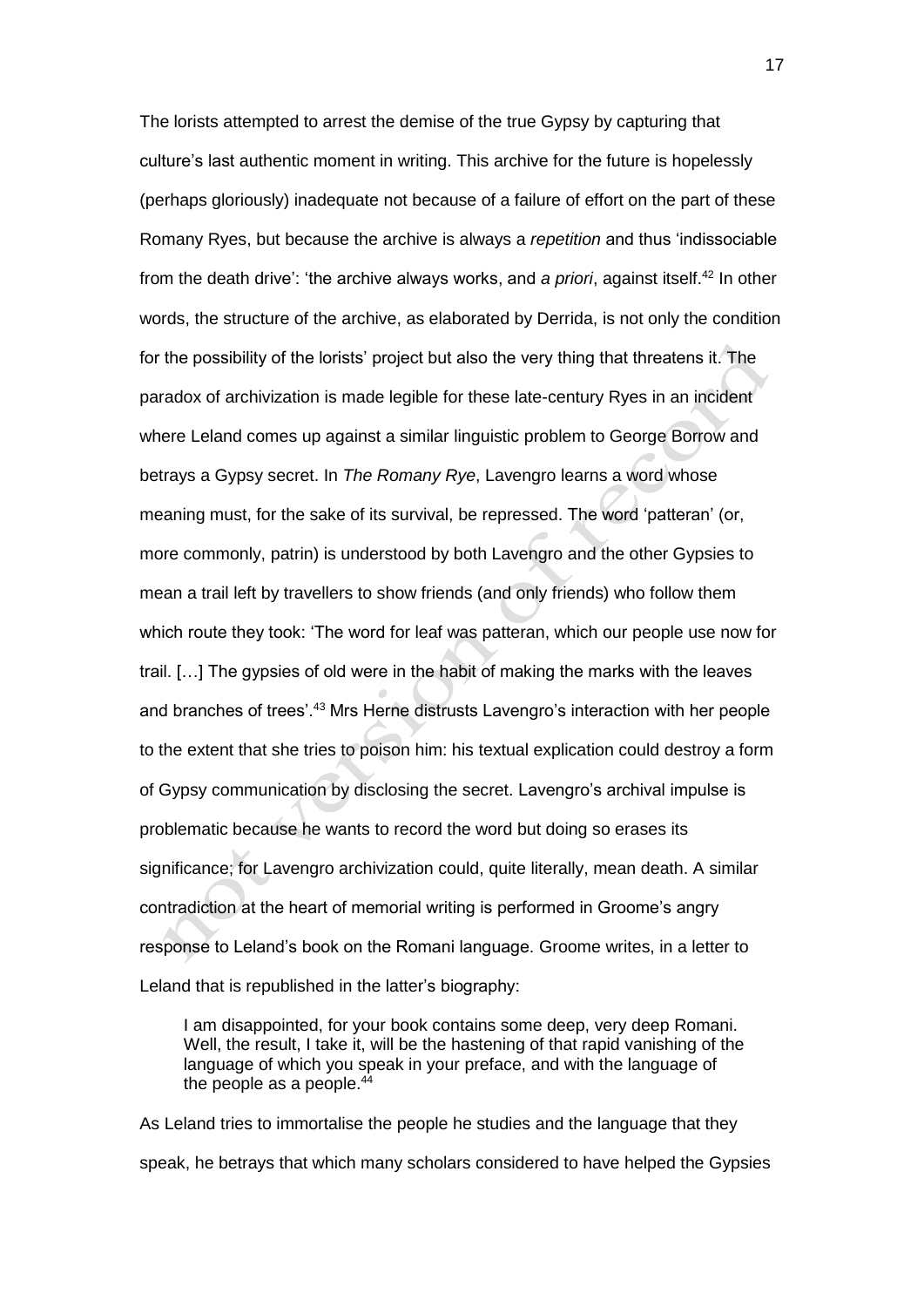The lorists attempted to arrest the demise of the true Gypsy by capturing that culture's last authentic moment in writing. This archive for the future is hopelessly (perhaps gloriously) inadequate not because of a failure of effort on the part of these Romany Ryes, but because the archive is always a *repetition* and thus 'indissociable from the death drive': 'the archive always works, and *a priori*, against itself.[42] In other words, the structure of the archive, as elaborated by Derrida, is not only the condition for the possibility of the lorists' project but also the very thing that threatens it. The paradox of archivization is made legible for these late-century Ryes in an incident where Leland comes up against a similar linguistic problem to George Borrow and betrays a Gypsy secret. In *The Romany Rye*, Lavengro learns a word whose meaning must, for the sake of its survival, be repressed. The word 'patteran' (or, more commonly, patrin) is understood by both Lavengro and the other Gypsies to mean a trail left by travellers to show friends (and only friends) who follow them which route they took: 'The word for leaf was patteran, which our people use now for trail. […] The gypsies of old were in the habit of making the marks with the leaves and branches of trees'.[43] Mrs Herne distrusts Lavengro's interaction with her people to the extent that she tries to poison him: his textual explication could destroy a form of Gypsy communication by disclosing the secret. Lavengro's archival impulse is problematic because he wants to record the word but doing so erases its significance; for Lavengro archivization could, quite literally, mean death. A similar contradiction at the heart of memorial writing is performed in Groome's angry response to Leland's book on the Romani language. Groome writes, in a letter to Leland that is republished in the latter's biography:

> I am disappointed, for your book contains some deep, very deep Romani. Well, the result, I take it, will be the hastening of that rapid vanishing of the language of which you speak in your preface, and with the language of the people as a people.[44]

As Leland tries to immortalise the people he studies and the language that they speak, he betrays that which many scholars considered to have helped the Gypsies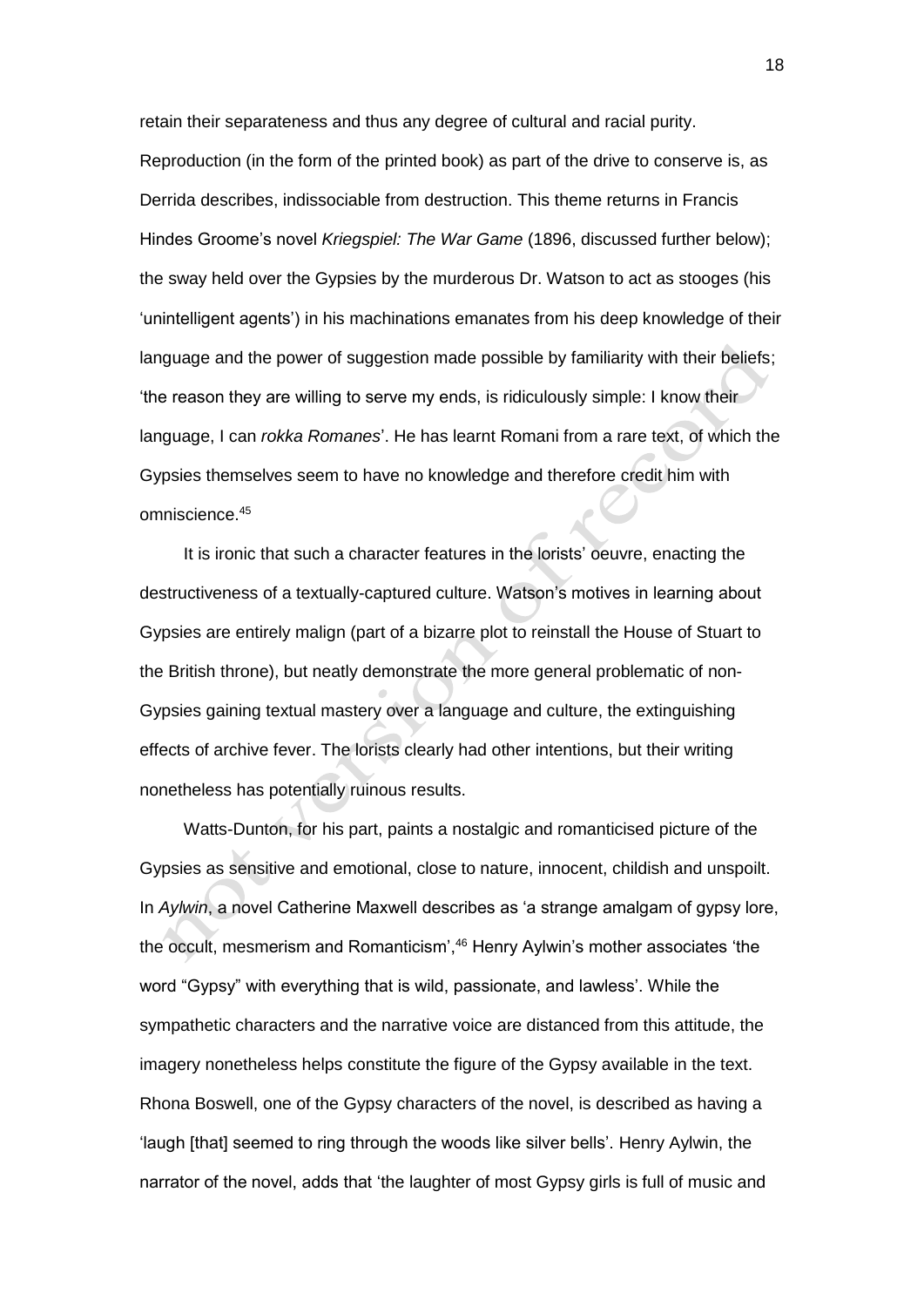retain their separateness and thus any degree of cultural and racial purity. Reproduction (in the form of the printed book) as part of the drive to conserve is, as Derrida describes, indissociable from destruction. This theme returns in Francis Hindes Groome's novel *Kriegspiel: The War Game* (1896, discussed further below); the sway held over the Gypsies by the murderous Dr. Watson to act as stooges (his 'unintelligent agents') in his machinations emanates from his deep knowledge of their language and the power of suggestion made possible by familiarity with their beliefs; 'the reason they are willing to serve my ends, is ridiculously simple: I know their language, I can *rokka Romanes*'. He has learnt Romani from a rare text, of which the Gypsies themselves seem to have no knowledge and therefore credit him with omniscience.[45]

It is ironic that such a character features in the lorists' oeuvre, enacting the destructiveness of a textually-captured culture. Watson's motives in learning about Gypsies are entirely malign (part of a bizarre plot to reinstall the House of Stuart to the British throne), but neatly demonstrate the more general problematic of non-Gypsies gaining textual mastery over a language and culture, the extinguishing effects of archive fever. The lorists clearly had other intentions, but their writing nonetheless has potentially ruinous results.

Watts-Dunton, for his part, paints a nostalgic and romanticised picture of the Gypsies as sensitive and emotional, close to nature, innocent, childish and unspoilt. In *Aylwin*, a novel Catherine Maxwell describes as 'a strange amalgam of gypsy lore, the occult, mesmerism and Romanticism',[46] Henry Aylwin's mother associates 'the word "Gypsy" with everything that is wild, passionate, and lawless'. While the sympathetic characters and the narrative voice are distanced from this attitude, the imagery nonetheless helps constitute the figure of the Gypsy available in the text. Rhona Boswell, one of the Gypsy characters of the novel, is described as having a 'laugh [that] seemed to ring through the woods like silver bells'. Henry Aylwin, the narrator of the novel, adds that 'the laughter of most Gypsy girls is full of music and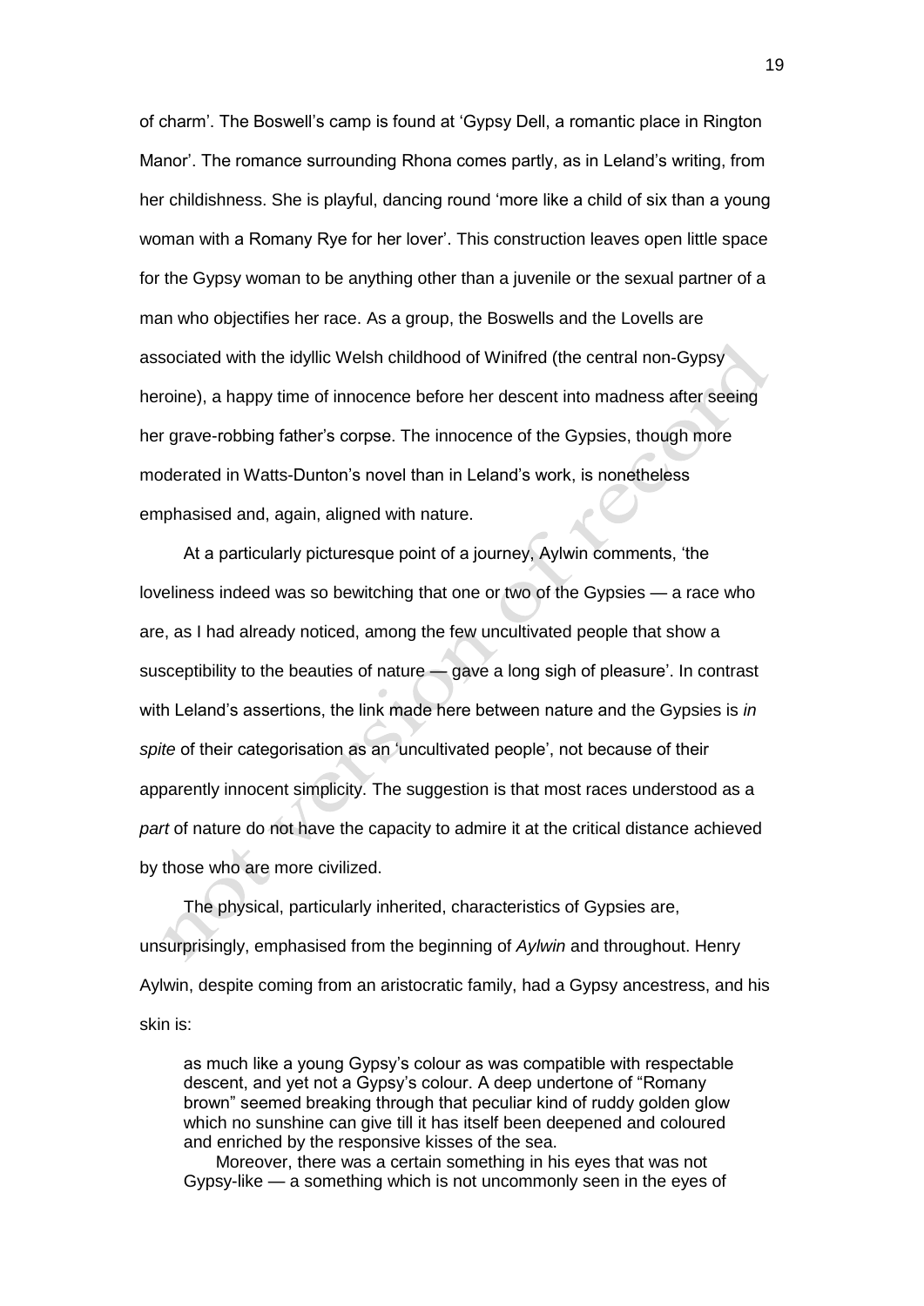of charm'. The Boswell's camp is found at 'Gypsy Dell, a romantic place in Rington Manor'. The romance surrounding Rhona comes partly, as in Leland's writing, from her childishness. She is playful, dancing round 'more like a child of six than a young woman with a Romany Rye for her lover'. This construction leaves open little space for the Gypsy woman to be anything other than a juvenile or the sexual partner of a man who objectifies her race. As a group, the Boswells and the Lovells are associated with the idyllic Welsh childhood of Winifred (the central non-Gypsy heroine), a happy time of innocence before her descent into madness after seeing her grave-robbing father's corpse. The innocence of the Gypsies, though more moderated in Watts-Dunton's novel than in Leland's work, is nonetheless emphasised and, again, aligned with nature.

At a particularly picturesque point of a journey, Aylwin comments, 'the loveliness indeed was so bewitching that one or two of the Gypsies — a race who are, as I had already noticed, among the few uncultivated people that show a susceptibility to the beauties of nature — gave a long sigh of pleasure'. In contrast with Leland's assertions, the link made here between nature and the Gypsies is *in spite* of their categorisation as an 'uncultivated people', not because of their apparently innocent simplicity. The suggestion is that most races understood as a *part* of nature do not have the capacity to admire it at the critical distance achieved by those who are more civilized.

The physical, particularly inherited, characteristics of Gypsies are, unsurprisingly, emphasised from the beginning of *Aylwin* and throughout. Henry Aylwin, despite coming from an aristocratic family, had a Gypsy ancestress, and his skin is:

> as much like a young Gypsy's colour as was compatible with respectable descent, and yet not a Gypsy's colour. A deep undertone of "Romany brown" seemed breaking through that peculiar kind of ruddy golden glow which no sunshine can give till it has itself been deepened and coloured and enriched by the responsive kisses of the sea.
>
> Moreover, there was a certain something in his eyes that was not Gypsy-like — a something which is not uncommonly seen in the eyes of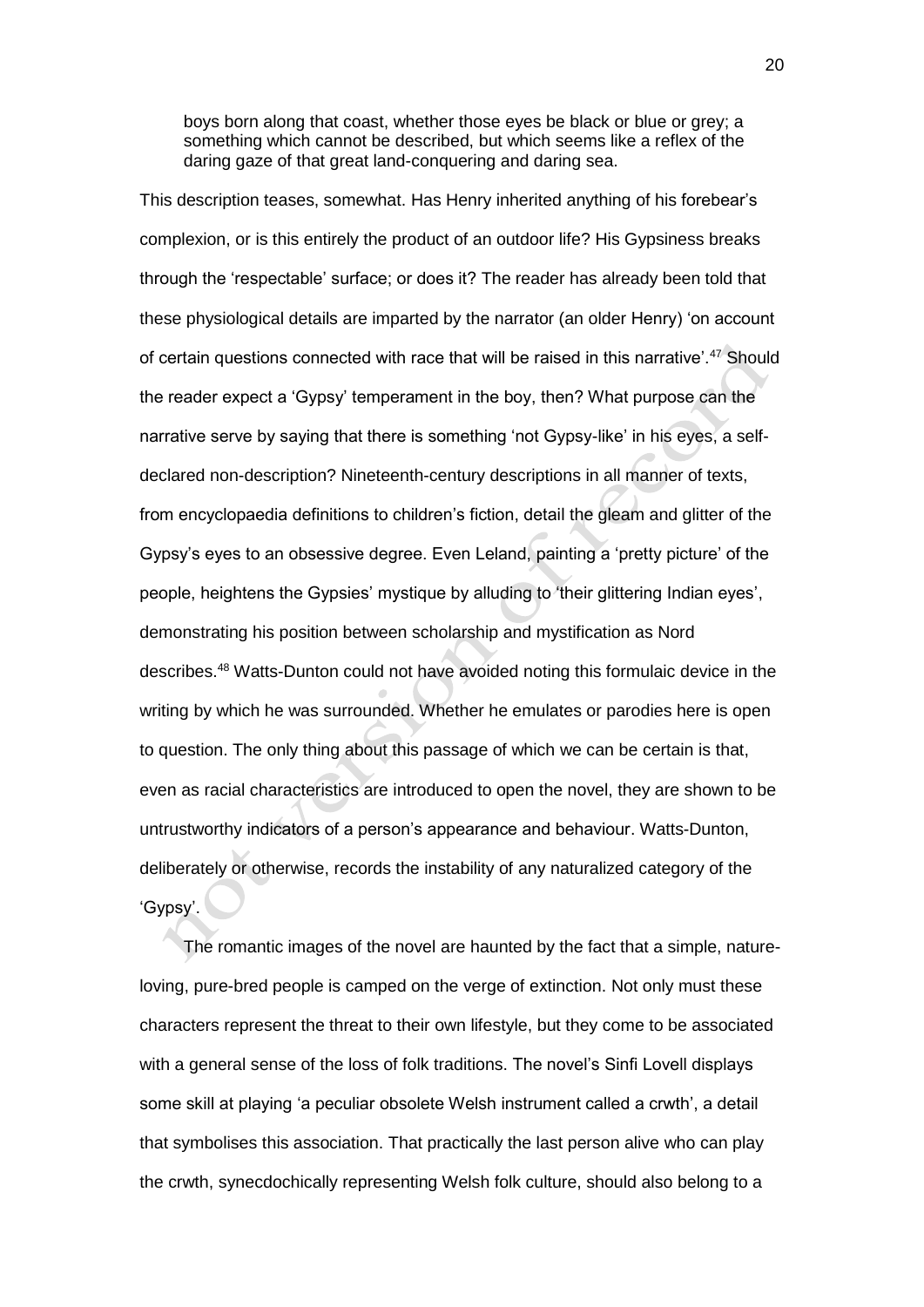> boys born along that coast, whether those eyes be black or blue or grey; a something which cannot be described, but which seems like a reflex of the daring gaze of that great land-conquering and daring sea.

This description teases, somewhat. Has Henry inherited anything of his forebear's complexion, or is this entirely the product of an outdoor life? His Gypsiness breaks through the 'respectable' surface; or does it? The reader has already been told that these physiological details are imparted by the narrator (an older Henry) 'on account of certain questions connected with race that will be raised in this narrative'.[47] Should the reader expect a 'Gypsy' temperament in the boy, then? What purpose can the narrative serve by saying that there is something 'not Gypsy-like' in his eyes, a self-declared non-description? Nineteenth-century descriptions in all manner of texts, from encyclopaedia definitions to children's fiction, detail the gleam and glitter of the Gypsy's eyes to an obsessive degree. Even Leland, painting a 'pretty picture' of the people, heightens the Gypsies' mystique by alluding to 'their glittering Indian eyes', demonstrating his position between scholarship and mystification as Nord describes.[48] Watts-Dunton could not have avoided noting this formulaic device in the writing by which he was surrounded. Whether he emulates or parodies here is open to question. The only thing about this passage of which we can be certain is that, even as racial characteristics are introduced to open the novel, they are shown to be untrustworthy indicators of a person's appearance and behaviour. Watts-Dunton, deliberately or otherwise, records the instability of any naturalized category of the 'Gypsy'.

The romantic images of the novel are haunted by the fact that a simple, nature-loving, pure-bred people is camped on the verge of extinction. Not only must these characters represent the threat to their own lifestyle, but they come to be associated with a general sense of the loss of folk traditions. The novel's Sinfi Lovell displays some skill at playing 'a peculiar obsolete Welsh instrument called a crwth', a detail that symbolises this association. That practically the last person alive who can play the crwth, synecdochically representing Welsh folk culture, should also belong to a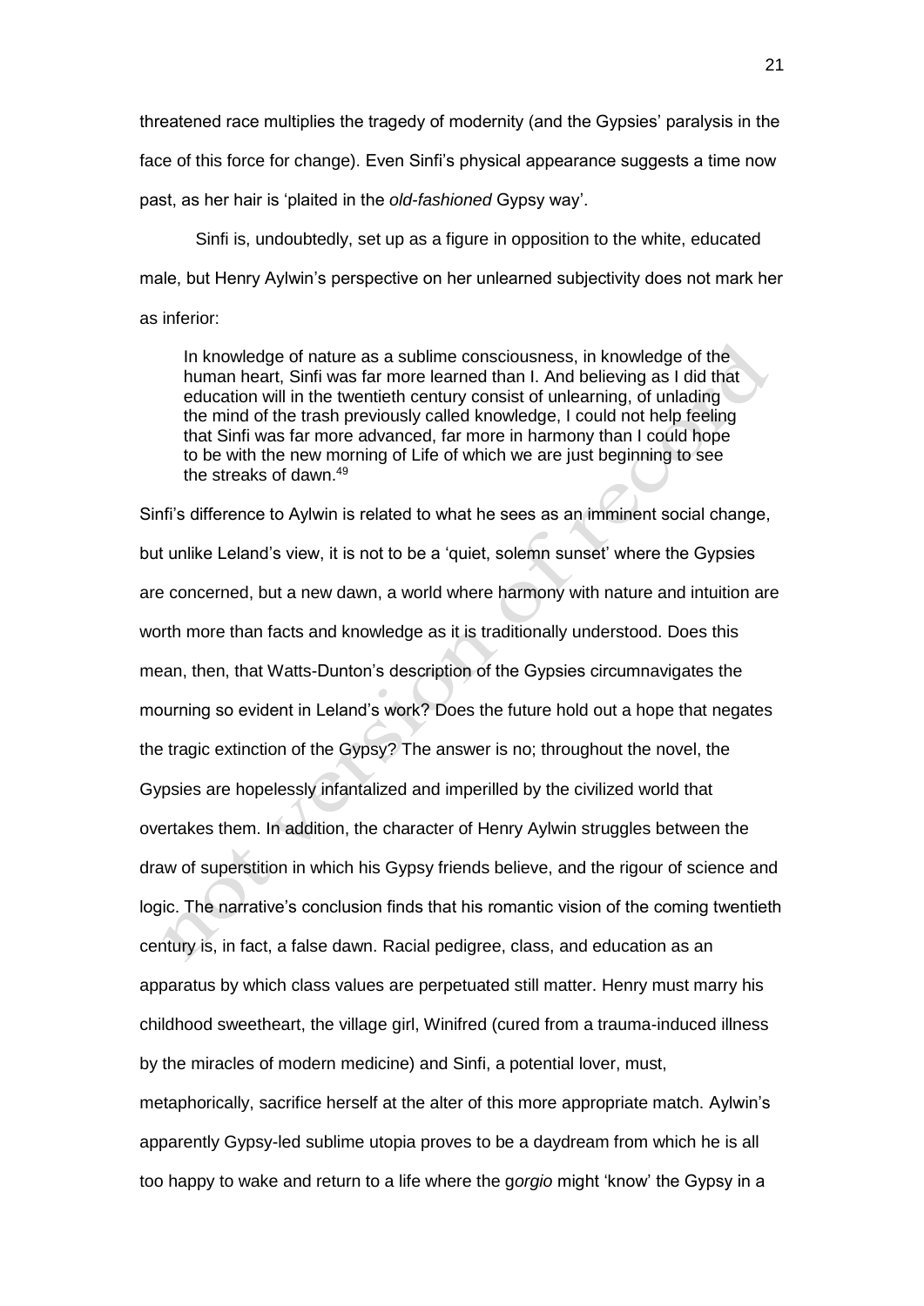threatened race multiplies the tragedy of modernity (and the Gypsies' paralysis in the face of this force for change). Even Sinfi's physical appearance suggests a time now past, as her hair is 'plaited in the *old-fashioned* Gypsy way'.

Sinfi is, undoubtedly, set up as a figure in opposition to the white, educated male, but Henry Aylwin's perspective on her unlearned subjectivity does not mark her as inferior:

> In knowledge of nature as a sublime consciousness, in knowledge of the human heart, Sinfi was far more learned than I. And believing as I did that education will in the twentieth century consist of unlearning, of unlading the mind of the trash previously called knowledge, I could not help feeling that Sinfi was far more advanced, far more in harmony than I could hope to be with the new morning of Life of which we are just beginning to see the streaks of dawn.[49]

Sinfi's difference to Aylwin is related to what he sees as an imminent social change, but unlike Leland's view, it is not to be a 'quiet, solemn sunset' where the Gypsies are concerned, but a new dawn, a world where harmony with nature and intuition are worth more than facts and knowledge as it is traditionally understood. Does this mean, then, that Watts-Dunton's description of the Gypsies circumnavigates the mourning so evident in Leland's work? Does the future hold out a hope that negates the tragic extinction of the Gypsy? The answer is no; throughout the novel, the Gypsies are hopelessly infantalized and imperilled by the civilized world that overtakes them. In addition, the character of Henry Aylwin struggles between the draw of superstition in which his Gypsy friends believe, and the rigour of science and logic. The narrative's conclusion finds that his romantic vision of the coming twentieth century is, in fact, a false dawn. Racial pedigree, class, and education as an apparatus by which class values are perpetuated still matter. Henry must marry his childhood sweetheart, the village girl, Winifred (cured from a trauma-induced illness by the miracles of modern medicine) and Sinfi, a potential lover, must, metaphorically, sacrifice herself at the alter of this more appropriate match. Aylwin's apparently Gypsy-led sublime utopia proves to be a daydream from which he is all too happy to wake and return to a life where the g*orgio* might 'know' the Gypsy in a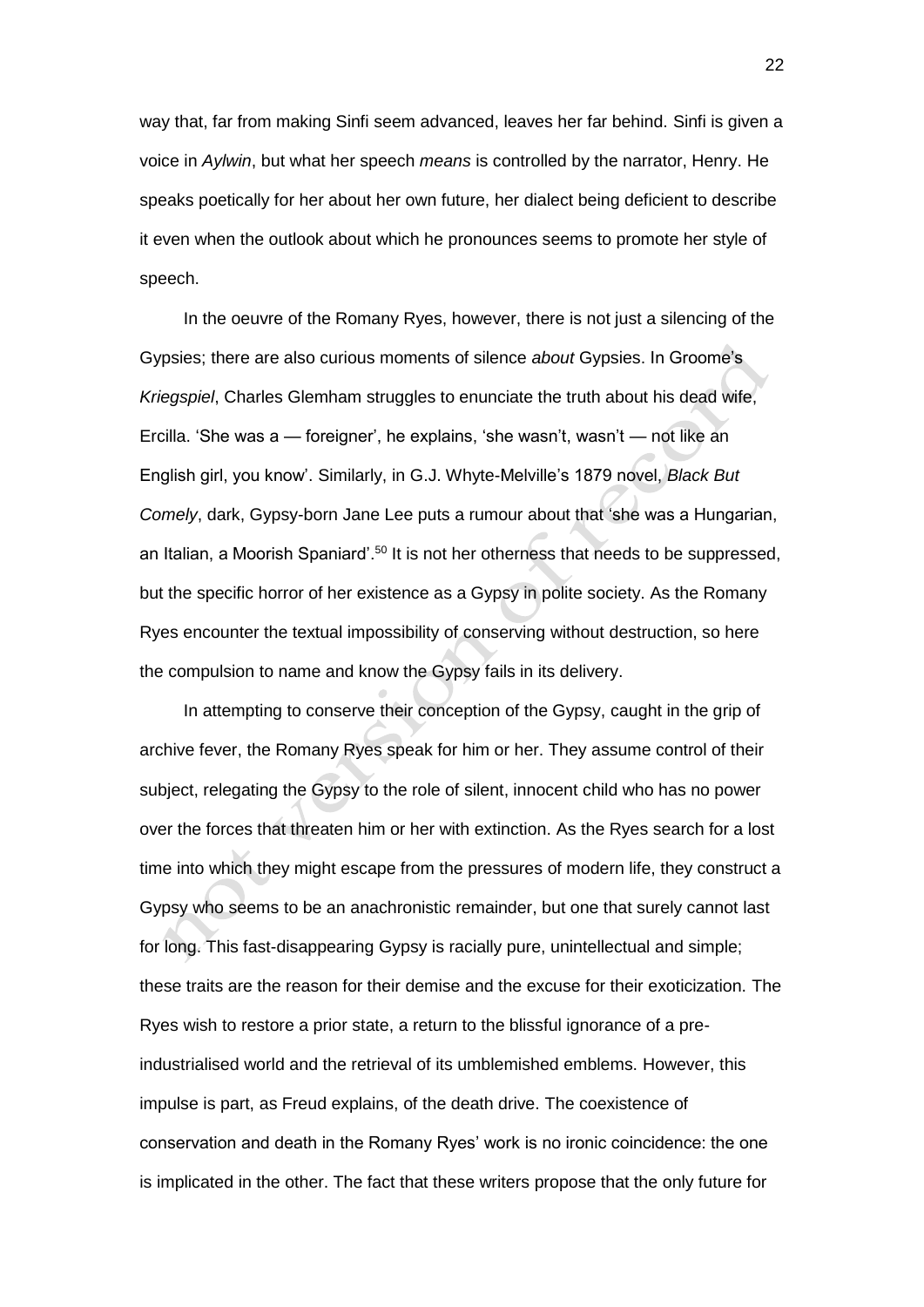way that, far from making Sinfi seem advanced, leaves her far behind. Sinfi is given a voice in *Aylwin*, but what her speech *means* is controlled by the narrator, Henry. He speaks poetically for her about her own future, her dialect being deficient to describe it even when the outlook about which he pronounces seems to promote her style of speech.

In the oeuvre of the Romany Ryes, however, there is not just a silencing of the Gypsies; there are also curious moments of silence *about* Gypsies. In Groome's *Kriegspiel*, Charles Glemham struggles to enunciate the truth about his dead wife, Ercilla. 'She was a — foreigner', he explains, 'she wasn't, wasn't — not like an English girl, you know'. Similarly, in G.J. Whyte-Melville's 1879 novel, *Black But Comely*, dark, Gypsy-born Jane Lee puts a rumour about that 'she was a Hungarian, an Italian, a Moorish Spaniard'.[50] It is not her otherness that needs to be suppressed, but the specific horror of her existence as a Gypsy in polite society. As the Romany Ryes encounter the textual impossibility of conserving without destruction, so here the compulsion to name and know the Gypsy fails in its delivery.

In attempting to conserve their conception of the Gypsy, caught in the grip of archive fever, the Romany Ryes speak for him or her. They assume control of their subject, relegating the Gypsy to the role of silent, innocent child who has no power over the forces that threaten him or her with extinction. As the Ryes search for a lost time into which they might escape from the pressures of modern life, they construct a Gypsy who seems to be an anachronistic remainder, but one that surely cannot last for long. This fast-disappearing Gypsy is racially pure, unintellectual and simple; these traits are the reason for their demise and the excuse for their exoticization. The Ryes wish to restore a prior state, a return to the blissful ignorance of a pre-industrialised world and the retrieval of its umblemished emblems. However, this impulse is part, as Freud explains, of the death drive. The coexistence of conservation and death in the Romany Ryes' work is no ironic coincidence: the one is implicated in the other. The fact that these writers propose that the only future for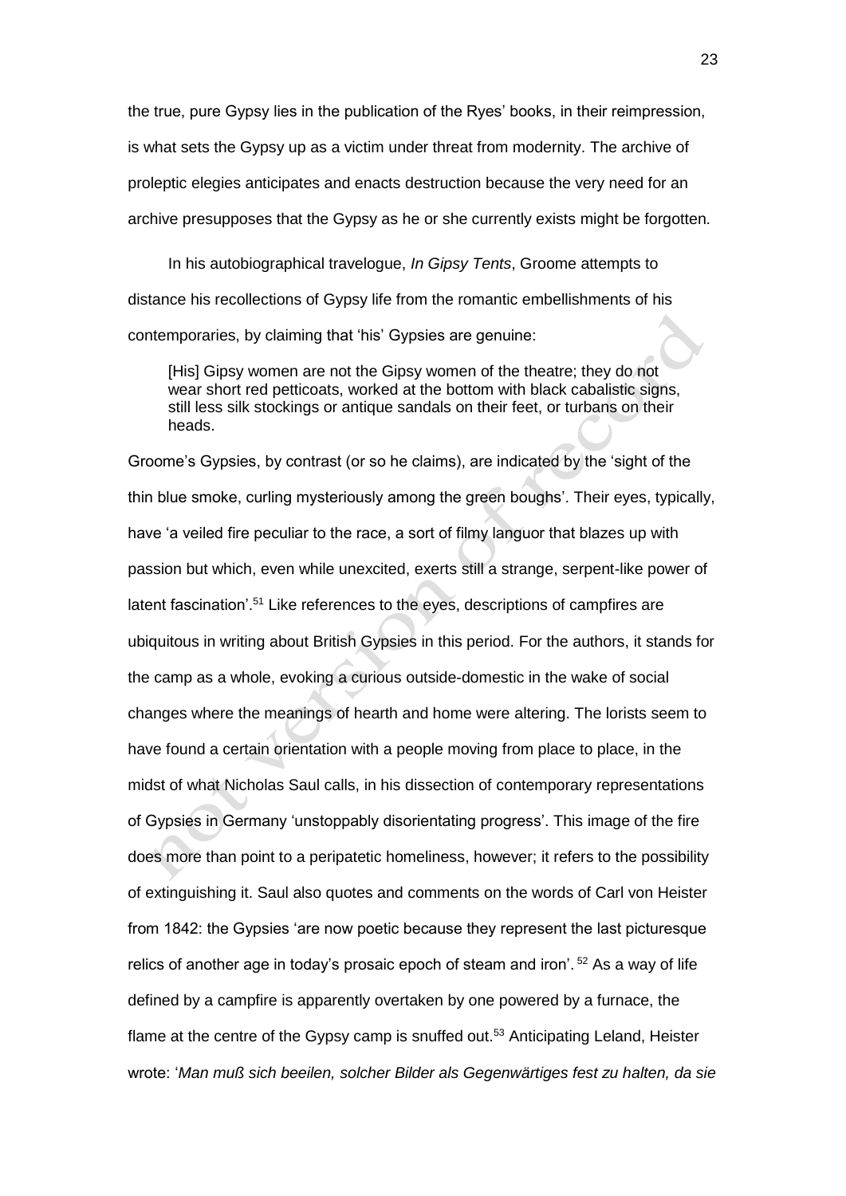the true, pure Gypsy lies in the publication of the Ryes' books, in their reimpression, is what sets the Gypsy up as a victim under threat from modernity. The archive of proleptic elegies anticipates and enacts destruction because the very need for an archive presupposes that the Gypsy as he or she currently exists might be forgotten.

In his autobiographical travelogue, *In Gipsy Tents*, Groome attempts to distance his recollections of Gypsy life from the romantic embellishments of his contemporaries, by claiming that 'his' Gypsies are genuine:

> [His] Gipsy women are not the Gipsy women of the theatre; they do not wear short red petticoats, worked at the bottom with black cabalistic signs, still less silk stockings or antique sandals on their feet, or turbans on their heads.

Groome's Gypsies, by contrast (or so he claims), are indicated by the 'sight of the thin blue smoke, curling mysteriously among the green boughs'. Their eyes, typically, have 'a veiled fire peculiar to the race, a sort of filmy languor that blazes up with passion but which, even while unexcited, exerts still a strange, serpent-like power of latent fascination'.[51] Like references to the eyes, descriptions of campfires are ubiquitous in writing about British Gypsies in this period. For the authors, it stands for the camp as a whole, evoking a curious outside-domestic in the wake of social changes where the meanings of hearth and home were altering. The lorists seem to have found a certain orientation with a people moving from place to place, in the midst of what Nicholas Saul calls, in his dissection of contemporary representations of Gypsies in Germany 'unstoppably disorientating progress'. This image of the fire does more than point to a peripatetic homeliness, however; it refers to the possibility of extinguishing it. Saul also quotes and comments on the words of Carl von Heister from 1842: the Gypsies 'are now poetic because they represent the last picturesque relics of another age in today's prosaic epoch of steam and iron'.[52] As a way of life defined by a campfire is apparently overtaken by one powered by a furnace, the flame at the centre of the Gypsy camp is snuffed out.[53] Anticipating Leland, Heister wrote: '*Man muß sich beeilen, solcher Bilder als Gegenwärtiges fest zu halten, da sie*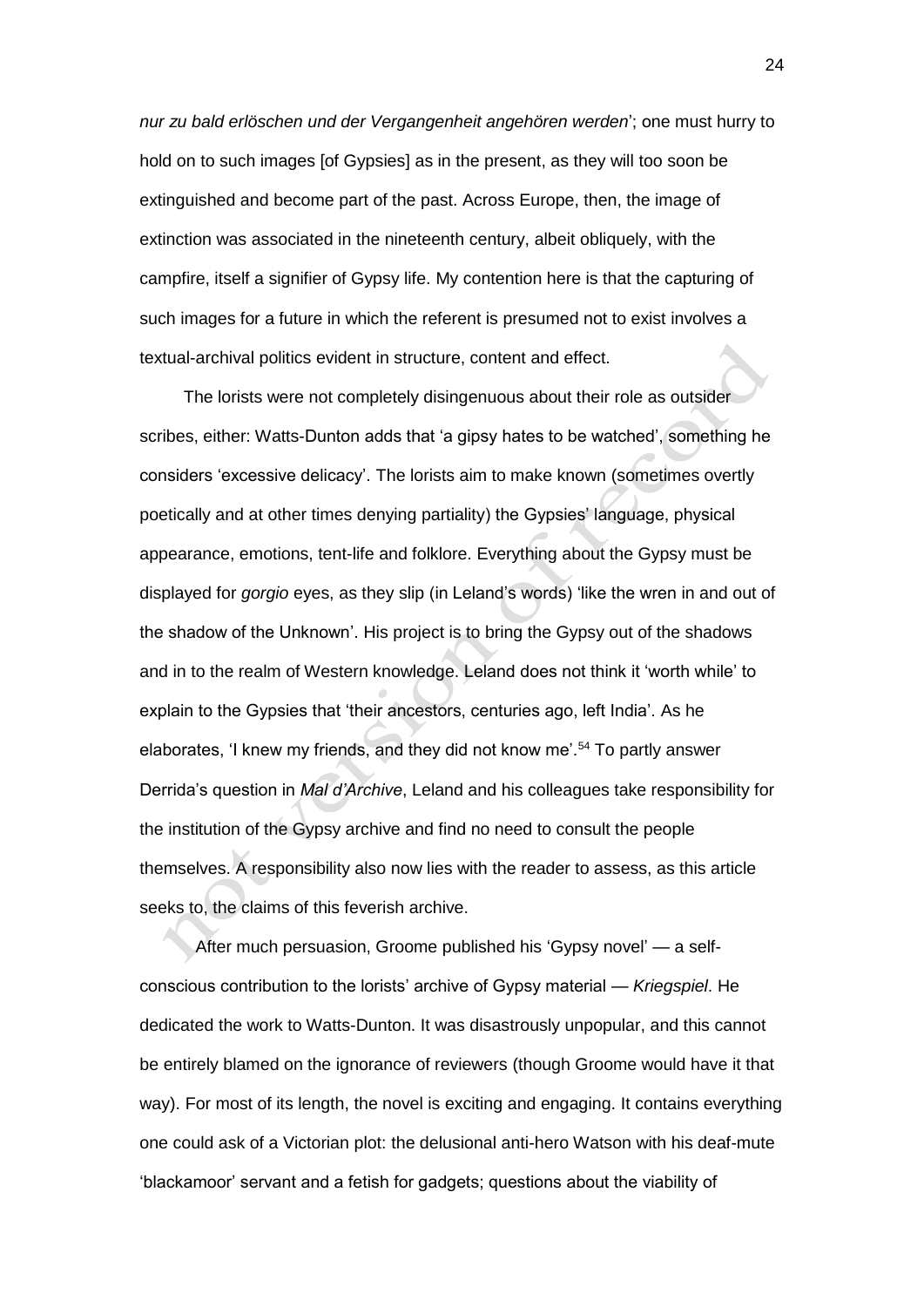*nur zu bald erlöschen und der Vergangenheit angehören werden*'; one must hurry to hold on to such images [of Gypsies] as in the present, as they will too soon be extinguished and become part of the past. Across Europe, then, the image of extinction was associated in the nineteenth century, albeit obliquely, with the campfire, itself a signifier of Gypsy life. My contention here is that the capturing of such images for a future in which the referent is presumed not to exist involves a textual-archival politics evident in structure, content and effect.

The lorists were not completely disingenuous about their role as outsider scribes, either: Watts-Dunton adds that 'a gipsy hates to be watched', something he considers 'excessive delicacy'. The lorists aim to make known (sometimes overtly poetically and at other times denying partiality) the Gypsies' language, physical appearance, emotions, tent-life and folklore. Everything about the Gypsy must be displayed for *gorgio* eyes, as they slip (in Leland's words) 'like the wren in and out of the shadow of the Unknown'. His project is to bring the Gypsy out of the shadows and in to the realm of Western knowledge. Leland does not think it 'worth while' to explain to the Gypsies that 'their ancestors, centuries ago, left India'. As he elaborates, 'I knew my friends, and they did not know me'.[54] To partly answer Derrida's question in *Mal d'Archive*, Leland and his colleagues take responsibility for the institution of the Gypsy archive and find no need to consult the people themselves. A responsibility also now lies with the reader to assess, as this article seeks to, the claims of this feverish archive.

After much persuasion, Groome published his 'Gypsy novel' — a self-conscious contribution to the lorists' archive of Gypsy material — *Kriegspiel*. He dedicated the work to Watts-Dunton. It was disastrously unpopular, and this cannot be entirely blamed on the ignorance of reviewers (though Groome would have it that way). For most of its length, the novel is exciting and engaging. It contains everything one could ask of a Victorian plot: the delusional anti-hero Watson with his deaf-mute 'blackamoor' servant and a fetish for gadgets; questions about the viability of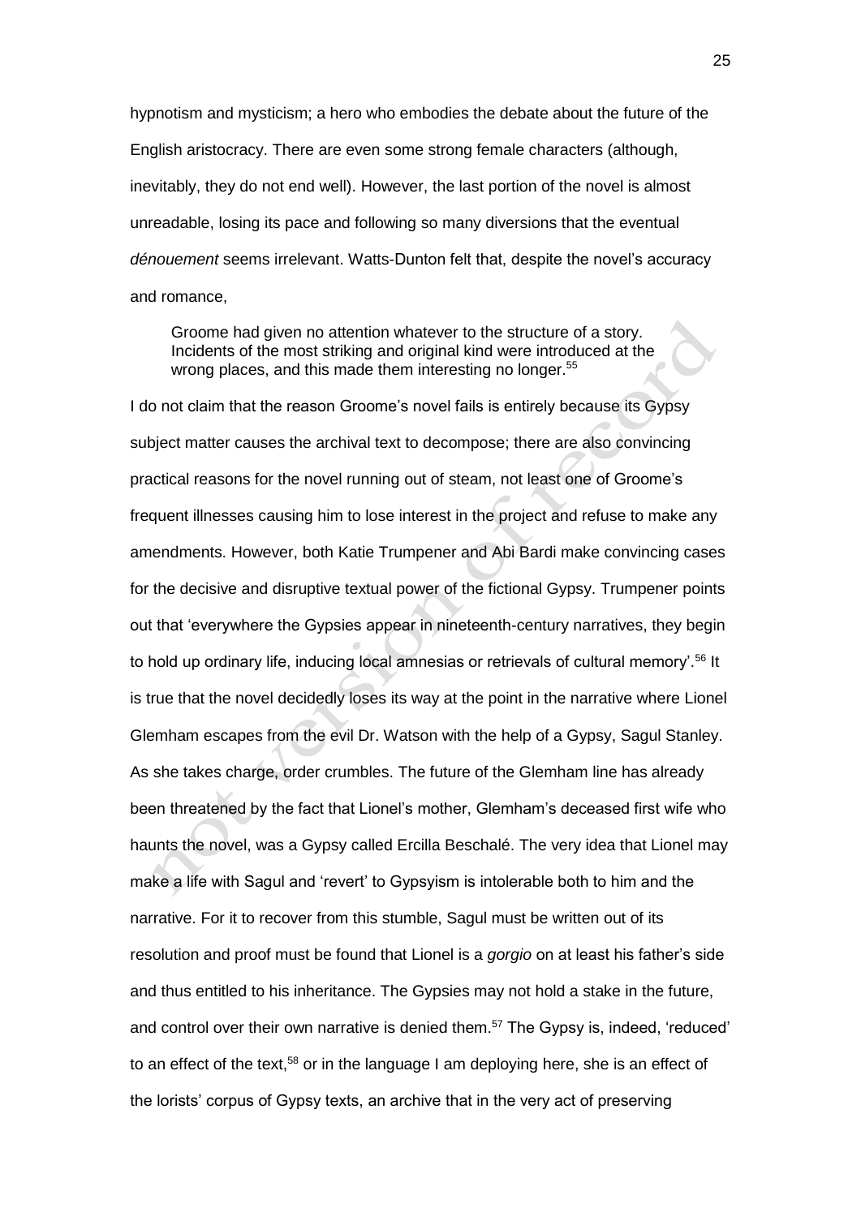hypnotism and mysticism; a hero who embodies the debate about the future of the English aristocracy. There are even some strong female characters (although, inevitably, they do not end well). However, the last portion of the novel is almost unreadable, losing its pace and following so many diversions that the eventual *dénouement* seems irrelevant. Watts-Dunton felt that, despite the novel's accuracy and romance,

> Groome had given no attention whatever to the structure of a story. Incidents of the most striking and original kind were introduced at the wrong places, and this made them interesting no longer.[55]

I do not claim that the reason Groome's novel fails is entirely because its Gypsy subject matter causes the archival text to decompose; there are also convincing practical reasons for the novel running out of steam, not least one of Groome's frequent illnesses causing him to lose interest in the project and refuse to make any amendments. However, both Katie Trumpener and Abi Bardi make convincing cases for the decisive and disruptive textual power of the fictional Gypsy. Trumpener points out that 'everywhere the Gypsies appear in nineteenth-century narratives, they begin to hold up ordinary life, inducing local amnesias or retrievals of cultural memory'.[56] It is true that the novel decidedly loses its way at the point in the narrative where Lionel Glemham escapes from the evil Dr. Watson with the help of a Gypsy, Sagul Stanley. As she takes charge, order crumbles. The future of the Glemham line has already been threatened by the fact that Lionel's mother, Glemham's deceased first wife who haunts the novel, was a Gypsy called Ercilla Beschalé. The very idea that Lionel may make a life with Sagul and 'revert' to Gypsyism is intolerable both to him and the narrative. For it to recover from this stumble, Sagul must be written out of its resolution and proof must be found that Lionel is a *gorgio* on at least his father's side and thus entitled to his inheritance. The Gypsies may not hold a stake in the future, and control over their own narrative is denied them.[57] The Gypsy is, indeed, 'reduced' to an effect of the text,[58] or in the language I am deploying here, she is an effect of the lorists' corpus of Gypsy texts, an archive that in the very act of preserving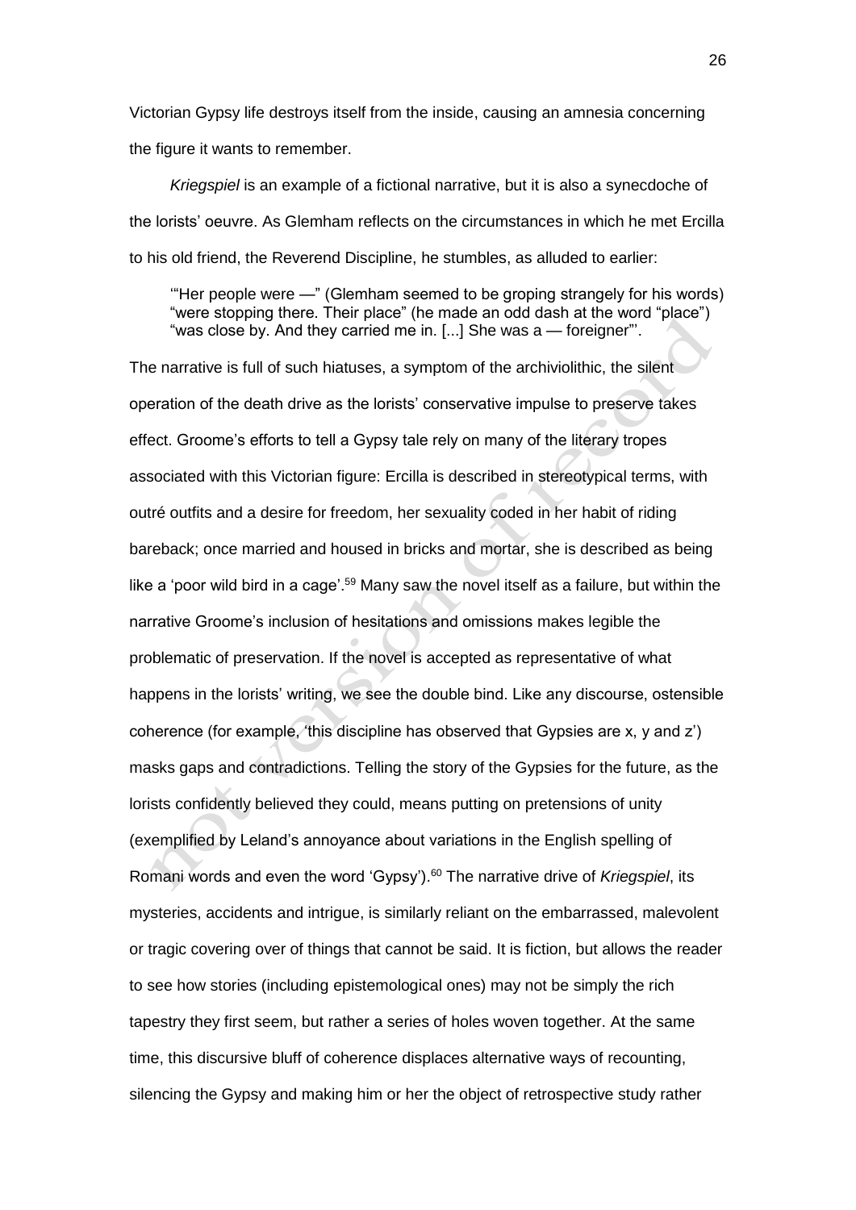Victorian Gypsy life destroys itself from the inside, causing an amnesia concerning the figure it wants to remember.

*Kriegspiel* is an example of a fictional narrative, but it is also a synecdoche of the lorists' oeuvre. As Glemham reflects on the circumstances in which he met Ercilla to his old friend, the Reverend Discipline, he stumbles, as alluded to earlier:

> '"Her people were —" (Glemham seemed to be groping strangely for his words) "were stopping there. Their place" (he made an odd dash at the word "place") "was close by. And they carried me in. [...] She was a — foreigner"'.

The narrative is full of such hiatuses, a symptom of the archiviolithic, the silent operation of the death drive as the lorists' conservative impulse to preserve takes effect. Groome's efforts to tell a Gypsy tale rely on many of the literary tropes associated with this Victorian figure: Ercilla is described in stereotypical terms, with outré outfits and a desire for freedom, her sexuality coded in her habit of riding bareback; once married and housed in bricks and mortar, she is described as being like a 'poor wild bird in a cage'.[59] Many saw the novel itself as a failure, but within the narrative Groome's inclusion of hesitations and omissions makes legible the problematic of preservation. If the novel is accepted as representative of what happens in the lorists' writing, we see the double bind. Like any discourse, ostensible coherence (for example, 'this discipline has observed that Gypsies are x, y and z') masks gaps and contradictions. Telling the story of the Gypsies for the future, as the lorists confidently believed they could, means putting on pretensions of unity (exemplified by Leland's annoyance about variations in the English spelling of Romani words and even the word 'Gypsy').[60] The narrative drive of *Kriegspiel*, its mysteries, accidents and intrigue, is similarly reliant on the embarrassed, malevolent or tragic covering over of things that cannot be said. It is fiction, but allows the reader to see how stories (including epistemological ones) may not be simply the rich tapestry they first seem, but rather a series of holes woven together. At the same time, this discursive bluff of coherence displaces alternative ways of recounting, silencing the Gypsy and making him or her the object of retrospective study rather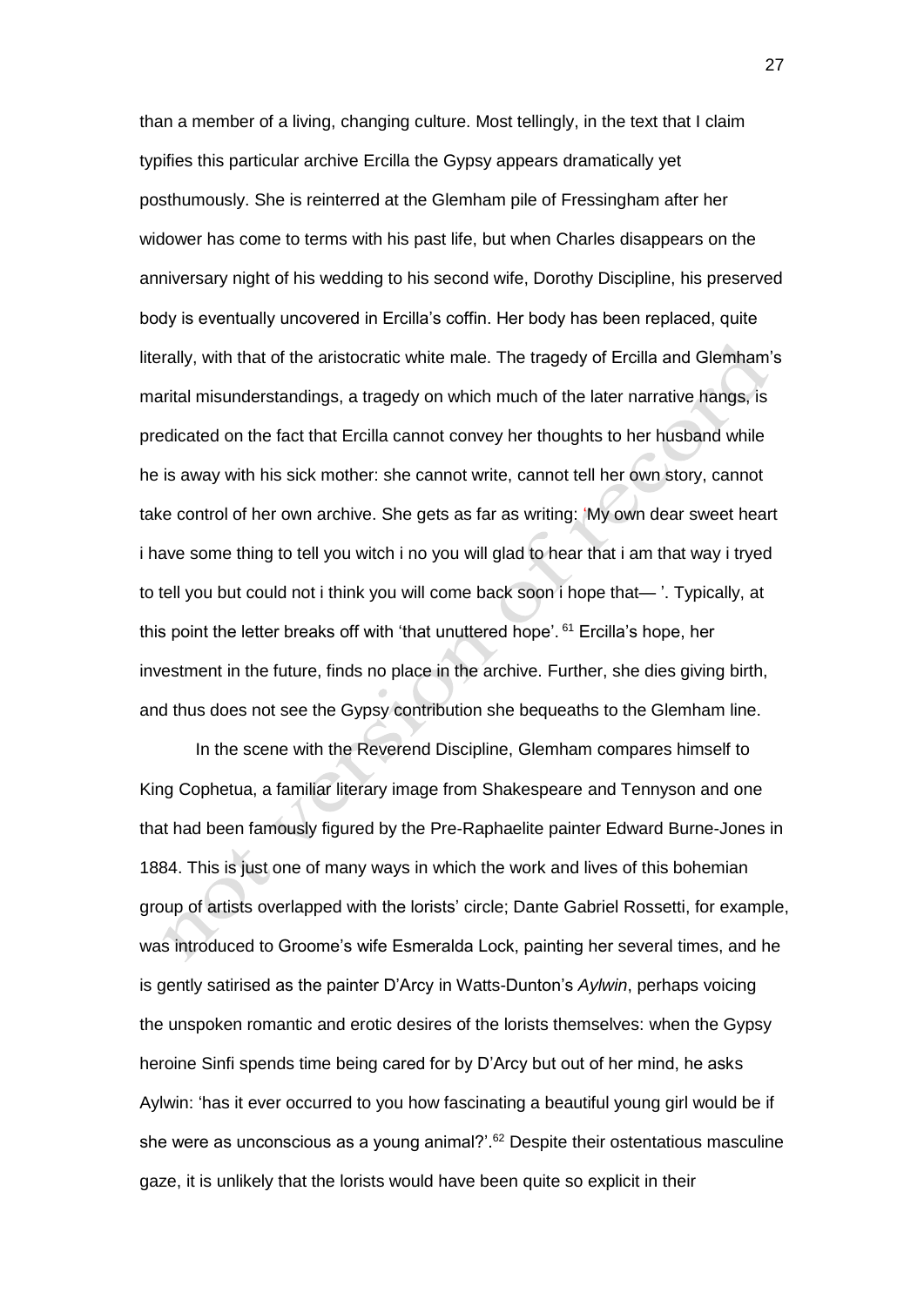than a member of a living, changing culture. Most tellingly, in the text that I claim typifies this particular archive Ercilla the Gypsy appears dramatically yet posthumously. She is reinterred at the Glemham pile of Fressingham after her widower has come to terms with his past life, but when Charles disappears on the anniversary night of his wedding to his second wife, Dorothy Discipline, his preserved body is eventually uncovered in Ercilla's coffin. Her body has been replaced, quite literally, with that of the aristocratic white male. The tragedy of Ercilla and Glemham's marital misunderstandings, a tragedy on which much of the later narrative hangs, is predicated on the fact that Ercilla cannot convey her thoughts to her husband while he is away with his sick mother: she cannot write, cannot tell her own story, cannot take control of her own archive. She gets as far as writing: 'My own dear sweet heart i have some thing to tell you witch i no you will glad to hear that i am that way i tryed to tell you but could not i think you will come back soon i hope that— '. Typically, at this point the letter breaks off with 'that unuttered hope'. [61] Ercilla's hope, her investment in the future, finds no place in the archive. Further, she dies giving birth, and thus does not see the Gypsy contribution she bequeaths to the Glemham line.

In the scene with the Reverend Discipline, Glemham compares himself to King Cophetua, a familiar literary image from Shakespeare and Tennyson and one that had been famously figured by the Pre-Raphaelite painter Edward Burne-Jones in 1884. This is just one of many ways in which the work and lives of this bohemian group of artists overlapped with the lorists' circle; Dante Gabriel Rossetti, for example, was introduced to Groome's wife Esmeralda Lock, painting her several times, and he is gently satirised as the painter D'Arcy in Watts-Dunton's *Aylwin*, perhaps voicing the unspoken romantic and erotic desires of the lorists themselves: when the Gypsy heroine Sinfi spends time being cared for by D'Arcy but out of her mind, he asks Aylwin: 'has it ever occurred to you how fascinating a beautiful young girl would be if she were as unconscious as a young animal?'.[62] Despite their ostentatious masculine gaze, it is unlikely that the lorists would have been quite so explicit in their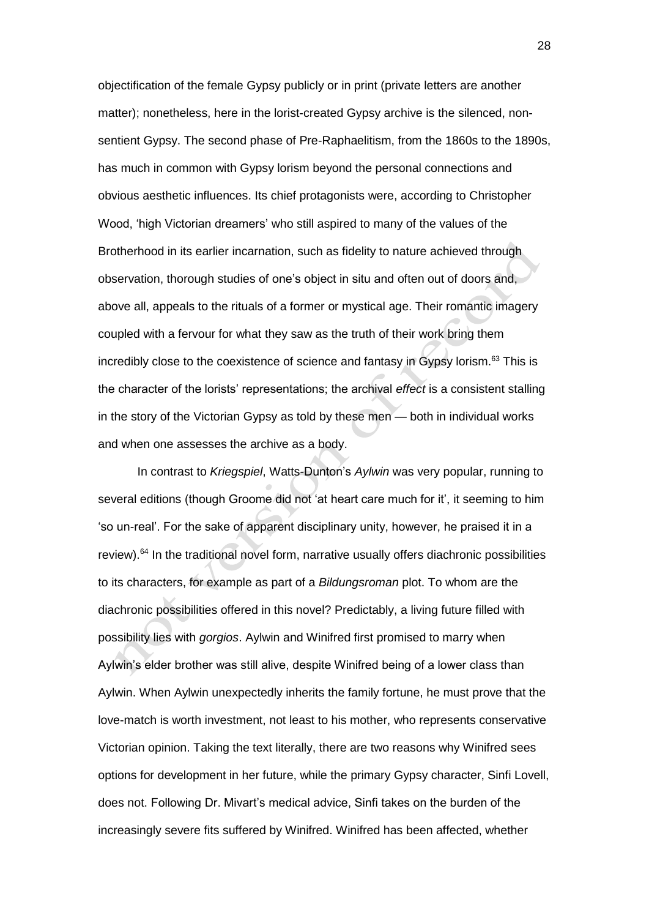objectification of the female Gypsy publicly or in print (private letters are another matter); nonetheless, here in the lorist-created Gypsy archive is the silenced, non-sentient Gypsy. The second phase of Pre-Raphaelitism, from the 1860s to the 1890s, has much in common with Gypsy lorism beyond the personal connections and obvious aesthetic influences. Its chief protagonists were, according to Christopher Wood, 'high Victorian dreamers' who still aspired to many of the values of the Brotherhood in its earlier incarnation, such as fidelity to nature achieved through observation, thorough studies of one's object in situ and often out of doors and, above all, appeals to the rituals of a former or mystical age. Their romantic imagery coupled with a fervour for what they saw as the truth of their work bring them incredibly close to the coexistence of science and fantasy in Gypsy lorism.[63] This is the character of the lorists' representations; the archival *effect* is a consistent stalling in the story of the Victorian Gypsy as told by these men — both in individual works and when one assesses the archive as a body.

In contrast to *Kriegspiel*, Watts-Dunton's *Aylwin* was very popular, running to several editions (though Groome did not 'at heart care much for it', it seeming to him 'so un-real'. For the sake of apparent disciplinary unity, however, he praised it in a review).[64] In the traditional novel form, narrative usually offers diachronic possibilities to its characters, for example as part of a *Bildungsroman* plot. To whom are the diachronic possibilities offered in this novel? Predictably, a living future filled with possibility lies with *gorgios*. Aylwin and Winifred first promised to marry when Aylwin's elder brother was still alive, despite Winifred being of a lower class than Aylwin. When Aylwin unexpectedly inherits the family fortune, he must prove that the love-match is worth investment, not least to his mother, who represents conservative Victorian opinion. Taking the text literally, there are two reasons why Winifred sees options for development in her future, while the primary Gypsy character, Sinfi Lovell, does not. Following Dr. Mivart's medical advice, Sinfi takes on the burden of the increasingly severe fits suffered by Winifred. Winifred has been affected, whether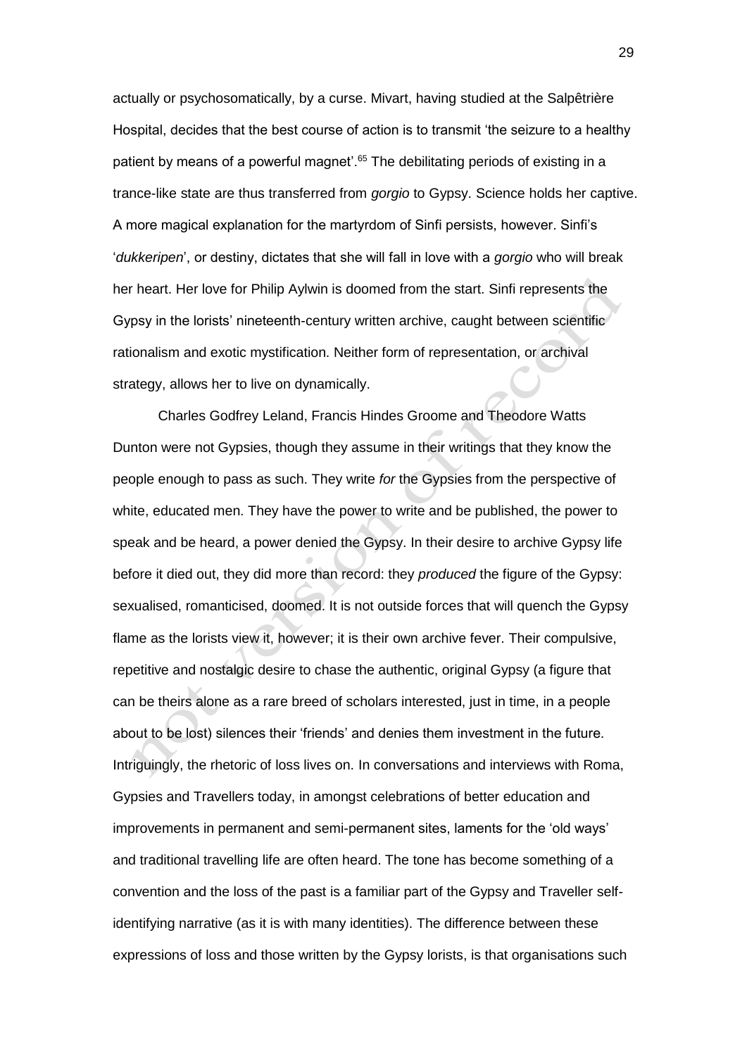actually or psychosomatically, by a curse. Mivart, having studied at the Salpêtrière Hospital, decides that the best course of action is to transmit 'the seizure to a healthy patient by means of a powerful magnet'.[65] The debilitating periods of existing in a trance-like state are thus transferred from *gorgio* to Gypsy. Science holds her captive. A more magical explanation for the martyrdom of Sinfi persists, however. Sinfi's '*dukkeripen*', or destiny, dictates that she will fall in love with a *gorgio* who will break her heart. Her love for Philip Aylwin is doomed from the start. Sinfi represents the Gypsy in the lorists' nineteenth-century written archive, caught between scientific rationalism and exotic mystification. Neither form of representation, or archival strategy, allows her to live on dynamically.

Charles Godfrey Leland, Francis Hindes Groome and Theodore Watts Dunton were not Gypsies, though they assume in their writings that they know the people enough to pass as such. They write *for* the Gypsies from the perspective of white, educated men. They have the power to write and be published, the power to speak and be heard, a power denied the Gypsy. In their desire to archive Gypsy life before it died out, they did more than record: they *produced* the figure of the Gypsy: sexualised, romanticised, doomed. It is not outside forces that will quench the Gypsy flame as the lorists view it, however; it is their own archive fever. Their compulsive, repetitive and nostalgic desire to chase the authentic, original Gypsy (a figure that can be theirs alone as a rare breed of scholars interested, just in time, in a people about to be lost) silences their 'friends' and denies them investment in the future. Intriguingly, the rhetoric of loss lives on. In conversations and interviews with Roma, Gypsies and Travellers today, in amongst celebrations of better education and improvements in permanent and semi-permanent sites, laments for the 'old ways' and traditional travelling life are often heard. The tone has become something of a convention and the loss of the past is a familiar part of the Gypsy and Traveller self-identifying narrative (as it is with many identities). The difference between these expressions of loss and those written by the Gypsy lorists, is that organisations such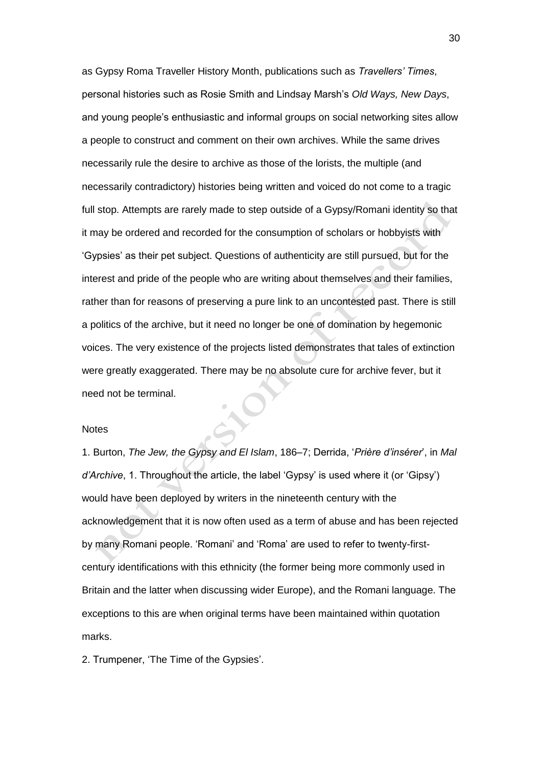as Gypsy Roma Traveller History Month, publications such as *Travellers' Times*, personal histories such as Rosie Smith and Lindsay Marsh's *Old Ways, New Days*, and young people's enthusiastic and informal groups on social networking sites allow a people to construct and comment on their own archives. While the same drives necessarily rule the desire to archive as those of the lorists, the multiple (and necessarily contradictory) histories being written and voiced do not come to a tragic full stop. Attempts are rarely made to step outside of a Gypsy/Romani identity so that it may be ordered and recorded for the consumption of scholars or hobbyists with 'Gypsies' as their pet subject. Questions of authenticity are still pursued, but for the interest and pride of the people who are writing about themselves and their families, rather than for reasons of preserving a pure link to an uncontested past. There is still a politics of the archive, but it need no longer be one of domination by hegemonic voices. The very existence of the projects listed demonstrates that tales of extinction were greatly exaggerated. There may be no absolute cure for archive fever, but it need not be terminal.

Notes

1. Burton, *The Jew, the Gypsy and El Islam*, 186–7; Derrida, '*Prière d'insérer*', in *Mal d'Archive*, 1. Throughout the article, the label 'Gypsy' is used where it (or 'Gipsy') would have been deployed by writers in the nineteenth century with the acknowledgement that it is now often used as a term of abuse and has been rejected by many Romani people. 'Romani' and 'Roma' are used to refer to twenty-first-century identifications with this ethnicity (the former being more commonly used in Britain and the latter when discussing wider Europe), and the Romani language. The exceptions to this are when original terms have been maintained within quotation marks.

2. Trumpener, 'The Time of the Gypsies'.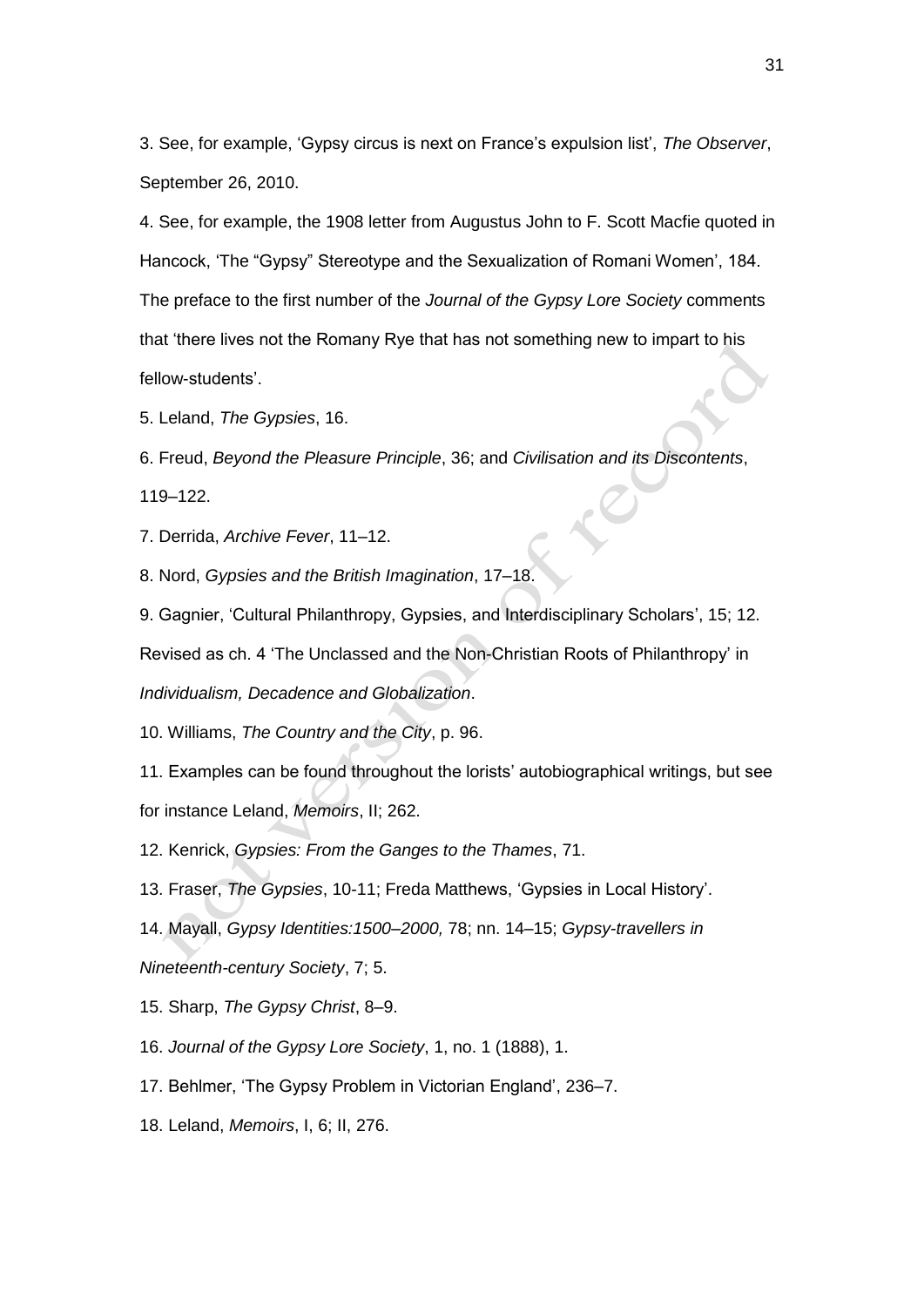3. See, for example, 'Gypsy circus is next on France's expulsion list', *The Observer*, September 26, 2010.

4. See, for example, the 1908 letter from Augustus John to F. Scott Macfie quoted in Hancock, 'The "Gypsy" Stereotype and the Sexualization of Romani Women', 184. The preface to the first number of the *Journal of the Gypsy Lore Society* comments that 'there lives not the Romany Rye that has not something new to impart to his fellow-students'.

5. Leland, *The Gypsies*, 16.

6. Freud, *Beyond the Pleasure Principle*, 36; and *Civilisation and its Discontents*, 119–122.

7. Derrida, *Archive Fever*, 11–12.

8. Nord, *Gypsies and the British Imagination*, 17–18.

9. Gagnier, 'Cultural Philanthropy, Gypsies, and Interdisciplinary Scholars', 15; 12. Revised as ch. 4 'The Unclassed and the Non-Christian Roots of Philanthropy' in *Individualism, Decadence and Globalization*.

10. Williams, *The Country and the City*, p. 96.

11. Examples can be found throughout the lorists' autobiographical writings, but see for instance Leland, *Memoirs*, II; 262.

12. Kenrick, *Gypsies: From the Ganges to the Thames*, 71.

13. Fraser, *The Gypsies*, 10-11; Freda Matthews, 'Gypsies in Local History'.

14. Mayall, *Gypsy Identities:1500–2000,* 78; nn. 14–15; *Gypsy-travellers in Nineteenth-century Society*, 7; 5.

15. Sharp, *The Gypsy Christ*, 8–9.

16. *Journal of the Gypsy Lore Society*, 1, no. 1 (1888), 1.

17. Behlmer, 'The Gypsy Problem in Victorian England', 236–7.

18. Leland, *Memoirs*, I, 6; II, 276.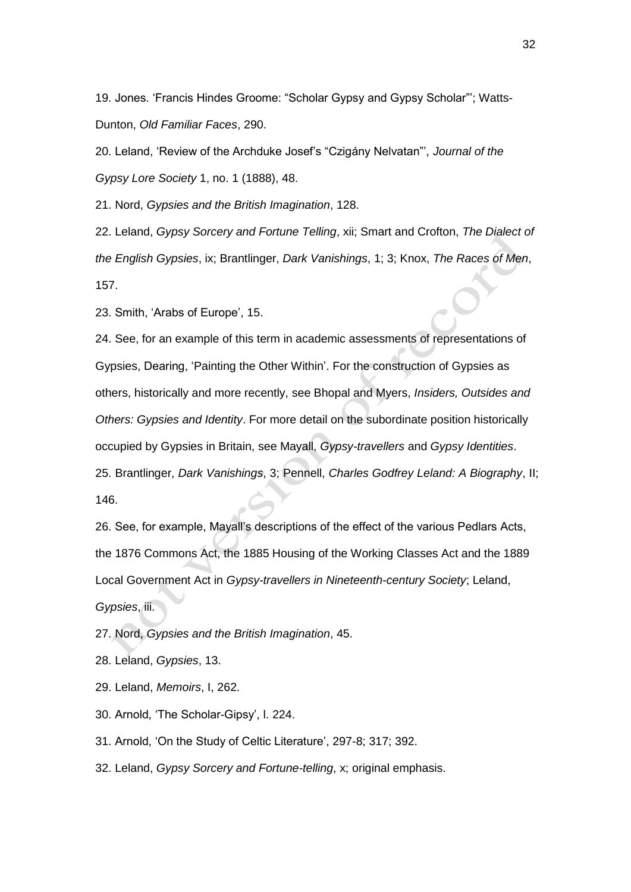19. Jones. 'Francis Hindes Groome: "Scholar Gypsy and Gypsy Scholar"'; Watts-Dunton, *Old Familiar Faces*, 290.

20. Leland, 'Review of the Archduke Josef's "Czigány Nelvatan"', *Journal of the Gypsy Lore Society* 1, no. 1 (1888), 48.

21. Nord, *Gypsies and the British Imagination*, 128.

22. Leland, *Gypsy Sorcery and Fortune Telling*, xii; Smart and Crofton, *The Dialect of the English Gypsies*, ix; Brantlinger, *Dark Vanishings*, 1; 3; Knox, *The Races of Men*, 157.

23. Smith, 'Arabs of Europe', 15.

24. See, for an example of this term in academic assessments of representations of Gypsies, Dearing, 'Painting the Other Within'. For the construction of Gypsies as others, historically and more recently, see Bhopal and Myers, *Insiders, Outsides and Others: Gypsies and Identity*. For more detail on the subordinate position historically occupied by Gypsies in Britain, see Mayall, *Gypsy-travellers* and *Gypsy Identities*.

25. Brantlinger, *Dark Vanishings*, 3; Pennell, *Charles Godfrey Leland: A Biography*, II; 146.

26. See, for example, Mayall's descriptions of the effect of the various Pedlars Acts, the 1876 Commons Act, the 1885 Housing of the Working Classes Act and the 1889 Local Government Act in *Gypsy-travellers in Nineteenth-century Society*; Leland, *Gypsies*, iii.

27. Nord, *Gypsies and the British Imagination*, 45.

28. Leland, *Gypsies*, 13.

29. Leland, *Memoirs*, I, 262.

30. Arnold, 'The Scholar-Gipsy', l. 224.

31. Arnold, 'On the Study of Celtic Literature', 297-8; 317; 392.

32. Leland, *Gypsy Sorcery and Fortune-telling*, x; original emphasis.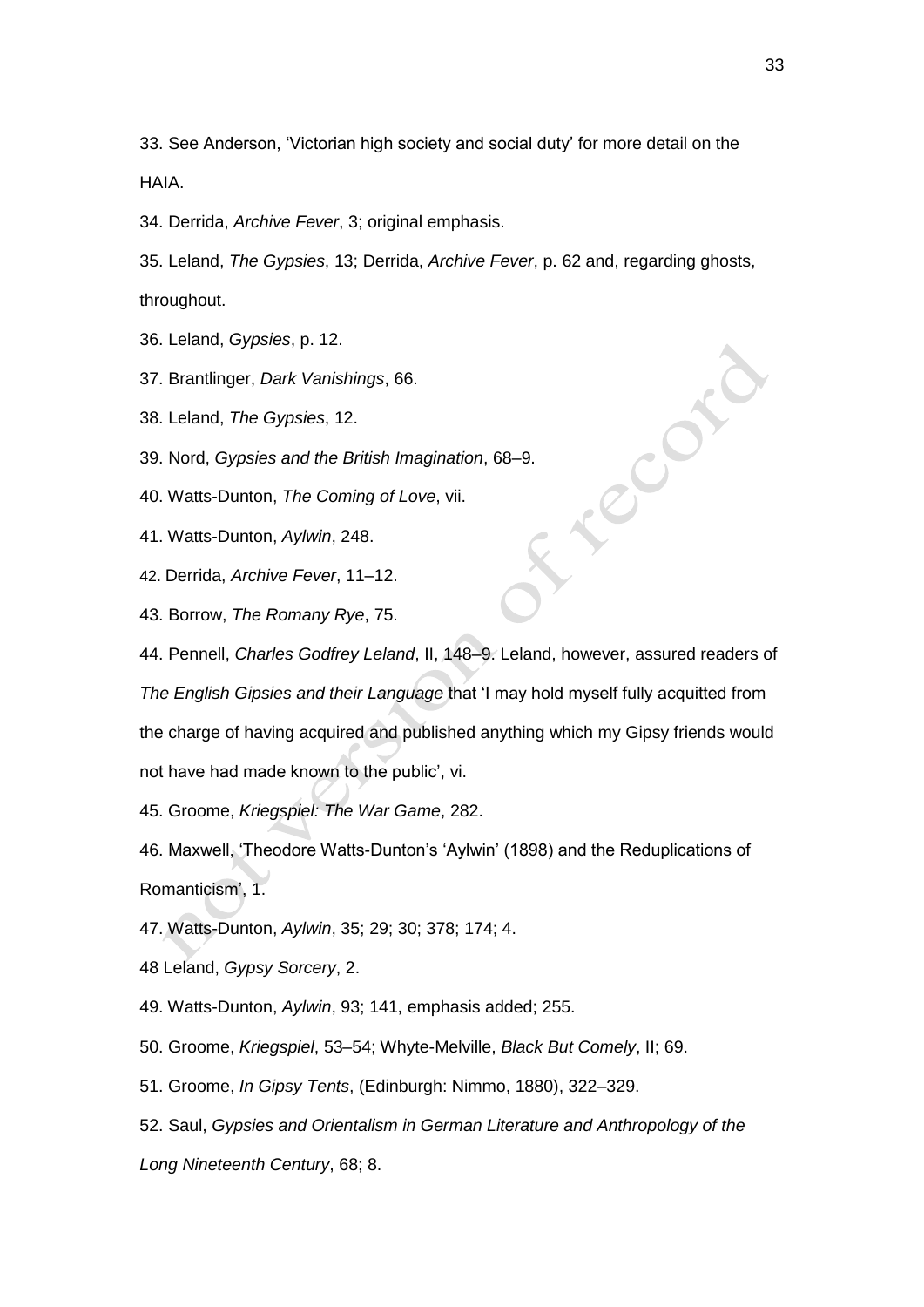33. See Anderson, 'Victorian high society and social duty' for more detail on the HAIA.

34. Derrida, *Archive Fever*, 3; original emphasis.

35. Leland, *The Gypsies*, 13; Derrida, *Archive Fever*, p. 62 and, regarding ghosts, throughout.

36. Leland, *Gypsies*, p. 12.

37. Brantlinger, *Dark Vanishings*, 66.

38. Leland, *The Gypsies*, 12.

39. Nord, *Gypsies and the British Imagination*, 68–9.

40. Watts-Dunton, *The Coming of Love*, vii.

41. Watts-Dunton, *Aylwin*, 248.

42. Derrida, *Archive Fever*, 11–12.

43. Borrow, *The Romany Rye*, 75.

44. Pennell, *Charles Godfrey Leland*, II, 148–9. Leland, however, assured readers of *The English Gipsies and their Language* that 'I may hold myself fully acquitted from the charge of having acquired and published anything which my Gipsy friends would not have had made known to the public', vi.

45. Groome, *Kriegspiel: The War Game*, 282.

46. Maxwell, 'Theodore Watts-Dunton's 'Aylwin' (1898) and the Reduplications of Romanticism', 1.

47. Watts-Dunton, *Aylwin*, 35; 29; 30; 378; 174; 4.

48 Leland, *Gypsy Sorcery*, 2.

49. Watts-Dunton, *Aylwin*, 93; 141, emphasis added; 255.

50. Groome, *Kriegspiel*, 53–54; Whyte-Melville, *Black But Comely*, II; 69.

51. Groome, *In Gipsy Tents*, (Edinburgh: Nimmo, 1880), 322–329.

52. Saul, *Gypsies and Orientalism in German Literature and Anthropology of the Long Nineteenth Century*, 68; 8.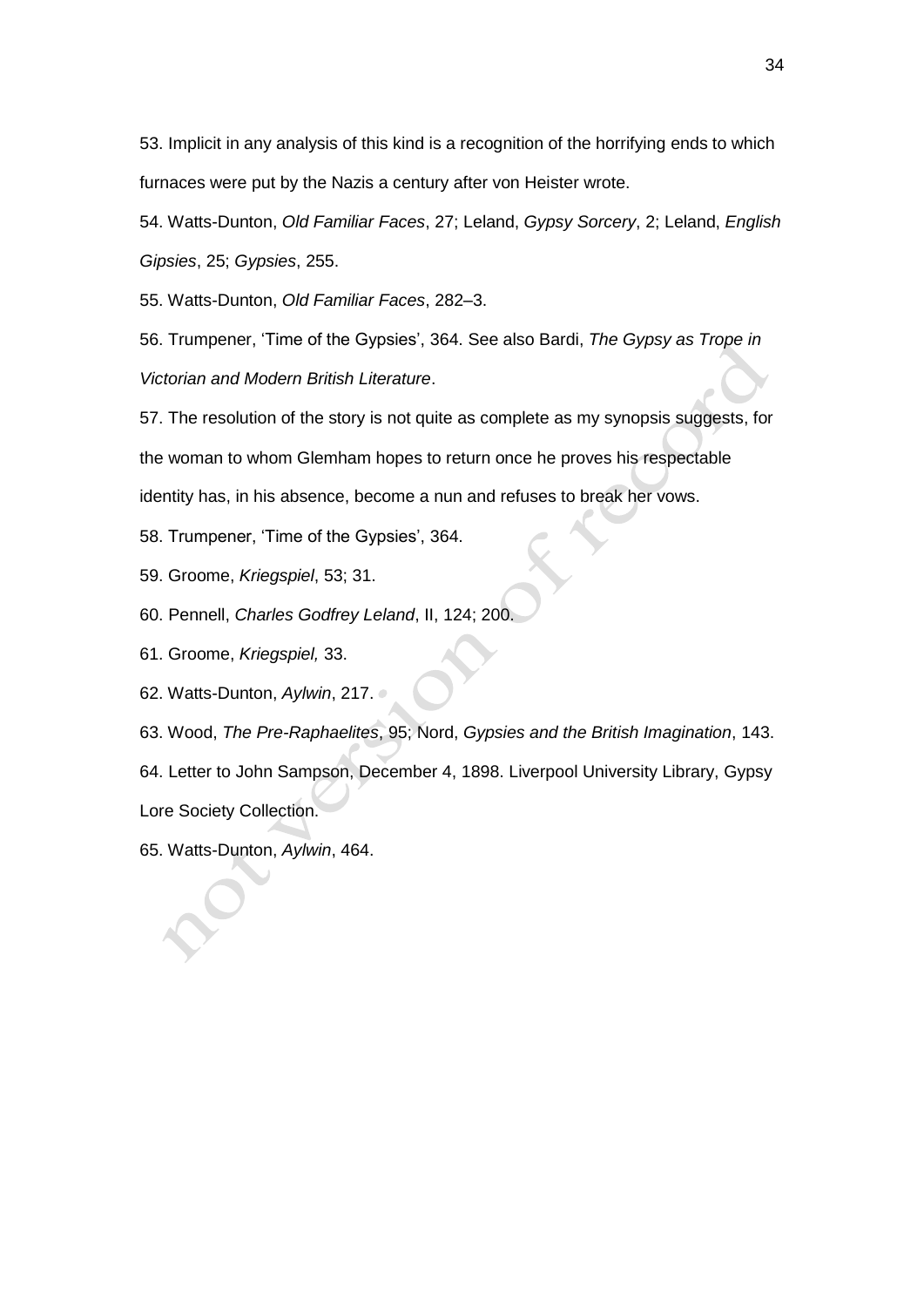53. Implicit in any analysis of this kind is a recognition of the horrifying ends to which furnaces were put by the Nazis a century after von Heister wrote.

54. Watts-Dunton, *Old Familiar Faces*, 27; Leland, *Gypsy Sorcery*, 2; Leland, *English Gipsies*, 25; *Gypsies*, 255.

55. Watts-Dunton, *Old Familiar Faces*, 282–3.

56. Trumpener, 'Time of the Gypsies', 364. See also Bardi, *The Gypsy as Trope in Victorian and Modern British Literature*.

57. The resolution of the story is not quite as complete as my synopsis suggests, for the woman to whom Glemham hopes to return once he proves his respectable identity has, in his absence, become a nun and refuses to break her vows.

58. Trumpener, 'Time of the Gypsies', 364.

59. Groome, *Kriegspiel*, 53; 31.

60. Pennell, *Charles Godfrey Leland*, II, 124; 200.

61. Groome, *Kriegspiel,* 33.

62. Watts-Dunton, *Aylwin*, 217.

63. Wood, *The Pre-Raphaelites*, 95; Nord, *Gypsies and the British Imagination*, 143.

64. Letter to John Sampson, December 4, 1898. Liverpool University Library, Gypsy Lore Society Collection.

65. Watts-Dunton, *Aylwin*, 464.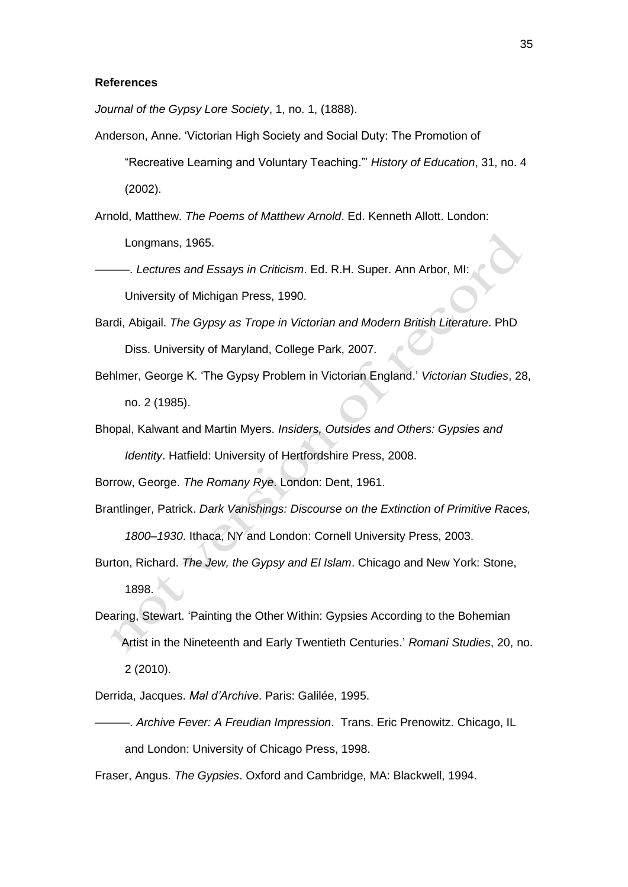**References**

*Journal of the Gypsy Lore Society*, 1, no. 1, (1888).

Anderson, Anne. 'Victorian High Society and Social Duty: The Promotion of "Recreative Learning and Voluntary Teaching."' *History of Education*, 31, no. 4 (2002).

Arnold, Matthew. *The Poems of Matthew Arnold*. Ed. Kenneth Allott. London: Longmans, 1965.

———. *Lectures and Essays in Criticism*. Ed. R.H. Super. Ann Arbor, MI: University of Michigan Press, 1990.

Bardi, Abigail. *The Gypsy as Trope in Victorian and Modern British Literature*. PhD Diss. University of Maryland, College Park, 2007.

Behlmer, George K. 'The Gypsy Problem in Victorian England.' *Victorian Studies*, 28, no. 2 (1985).

Bhopal, Kalwant and Martin Myers. *Insiders, Outsides and Others: Gypsies and Identity*. Hatfield: University of Hertfordshire Press, 2008.

Borrow, George. *The Romany Rye*. London: Dent, 1961.

Brantlinger, Patrick. *Dark Vanishings: Discourse on the Extinction of Primitive Races, 1800–1930*. Ithaca, NY and London: Cornell University Press, 2003.

Burton, Richard. *The Jew, the Gypsy and El Islam*. Chicago and New York: Stone, 1898.

Dearing, Stewart. 'Painting the Other Within: Gypsies According to the Bohemian Artist in the Nineteenth and Early Twentieth Centuries.' *Romani Studies*, 20, no. 2 (2010).

Derrida, Jacques. *Mal d'Archive*. Paris: Galilée, 1995.

———. *Archive Fever: A Freudian Impression*. Trans. Eric Prenowitz. Chicago, IL and London: University of Chicago Press, 1998.

Fraser, Angus. *The Gypsies*. Oxford and Cambridge, MA: Blackwell, 1994.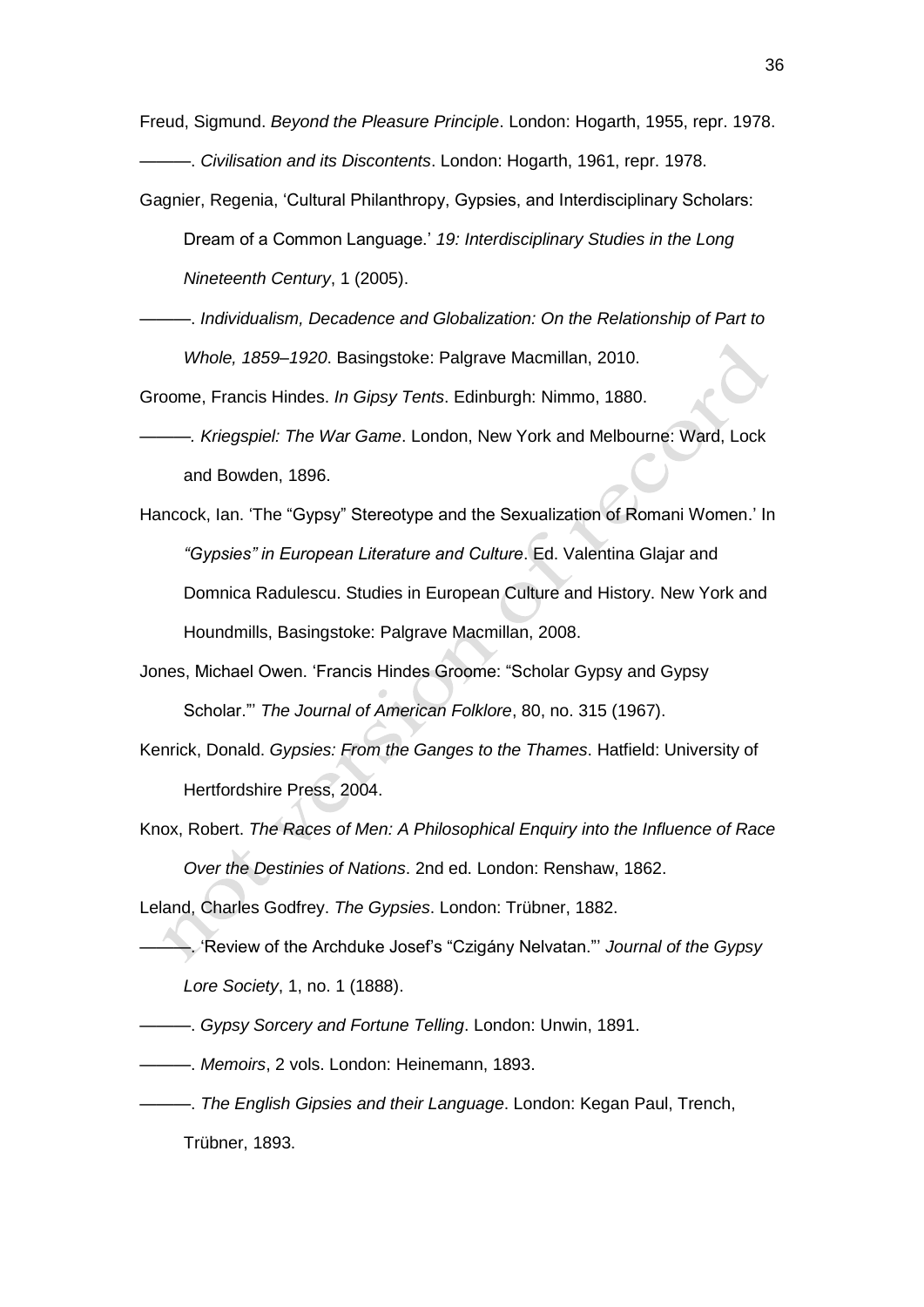Freud, Sigmund. *Beyond the Pleasure Principle*. London: Hogarth, 1955, repr. 1978.

———. *Civilisation and its Discontents*. London: Hogarth, 1961, repr. 1978.

Gagnier, Regenia, 'Cultural Philanthropy, Gypsies, and Interdisciplinary Scholars: Dream of a Common Language.' *19: Interdisciplinary Studies in the Long Nineteenth Century*, 1 (2005).

———. *Individualism, Decadence and Globalization: On the Relationship of Part to Whole, 1859–1920*. Basingstoke: Palgrave Macmillan, 2010.

Groome, Francis Hindes. *In Gipsy Tents*. Edinburgh: Nimmo, 1880.

———. *Kriegspiel: The War Game*. London, New York and Melbourne: Ward, Lock and Bowden, 1896.

Hancock, Ian. 'The "Gypsy" Stereotype and the Sexualization of Romani Women.' In *"Gypsies" in European Literature and Culture*. Ed. Valentina Glajar and Domnica Radulescu. Studies in European Culture and History. New York and Houndmills, Basingstoke: Palgrave Macmillan, 2008.

Jones, Michael Owen. 'Francis Hindes Groome: "Scholar Gypsy and Gypsy Scholar."' *The Journal of American Folklore*, 80, no. 315 (1967).

Kenrick, Donald. *Gypsies: From the Ganges to the Thames*. Hatfield: University of Hertfordshire Press, 2004.

Knox, Robert. *The Races of Men: A Philosophical Enquiry into the Influence of Race Over the Destinies of Nations*. 2nd ed. London: Renshaw, 1862.

Leland, Charles Godfrey. *The Gypsies*. London: Trübner, 1882.

———. 'Review of the Archduke Josef's "Czigány Nelvatan."' *Journal of the Gypsy Lore Society*, 1, no. 1 (1888).

———. *Gypsy Sorcery and Fortune Telling*. London: Unwin, 1891.

———. *Memoirs*, 2 vols. London: Heinemann, 1893.

———. *The English Gipsies and their Language*. London: Kegan Paul, Trench, Trübner, 1893.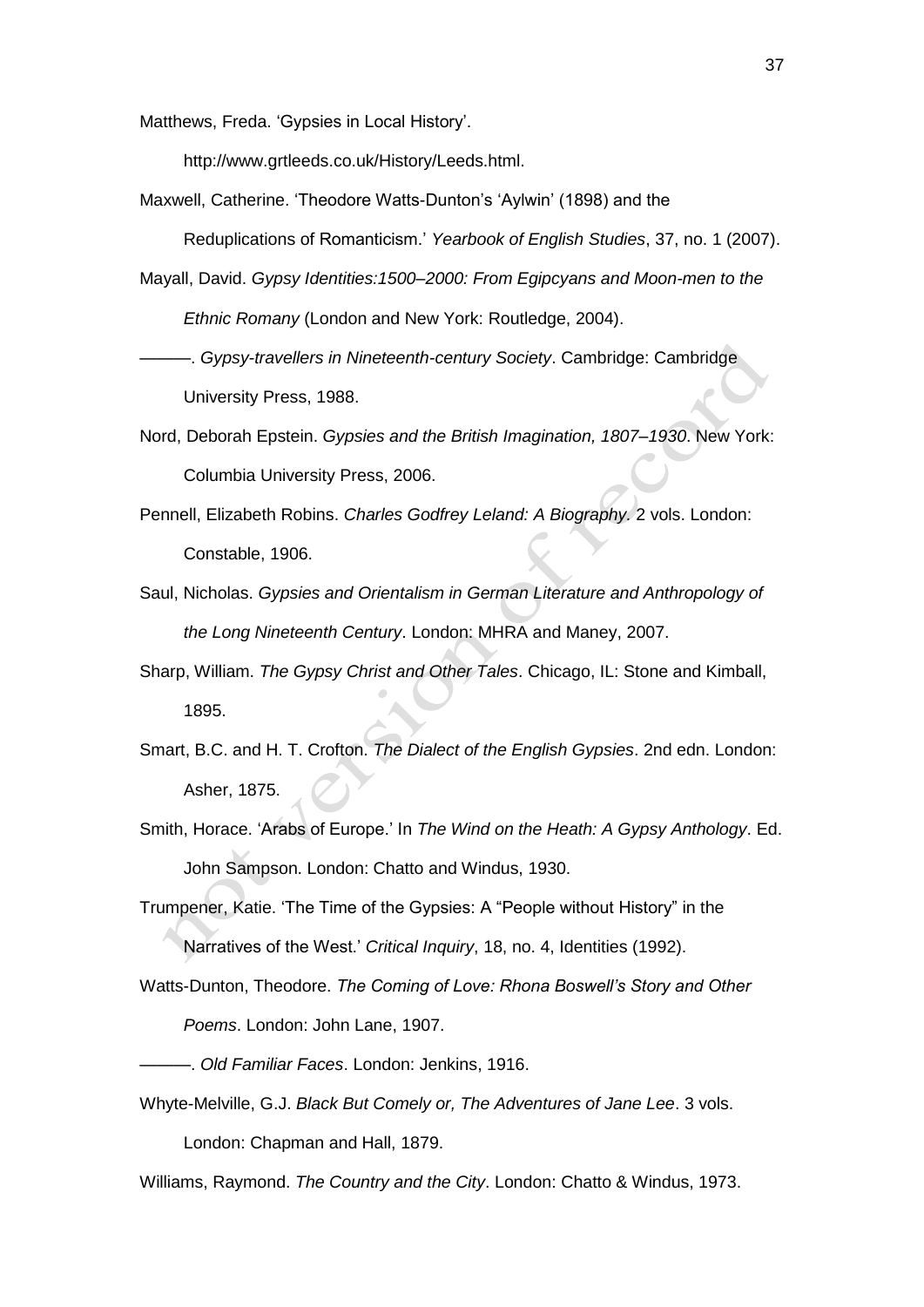Matthews, Freda. 'Gypsies in Local History'.

http://www.grtleeds.co.uk/History/Leeds.html.

Maxwell, Catherine. 'Theodore Watts-Dunton's 'Aylwin' (1898) and the Reduplications of Romanticism.' *Yearbook of English Studies*, 37, no. 1 (2007).

Mayall, David. *Gypsy Identities:1500–2000: From Egipcyans and Moon-men to the Ethnic Romany* (London and New York: Routledge, 2004).

———. *Gypsy-travellers in Nineteenth-century Society*. Cambridge: Cambridge University Press, 1988.

Nord, Deborah Epstein. *Gypsies and the British Imagination, 1807–1930*. New York: Columbia University Press, 2006.

Pennell, Elizabeth Robins. *Charles Godfrey Leland: A Biography.* 2 vols. London: Constable, 1906.

Saul, Nicholas. *Gypsies and Orientalism in German Literature and Anthropology of the Long Nineteenth Century*. London: MHRA and Maney, 2007.

Sharp, William. *The Gypsy Christ and Other Tales*. Chicago, IL: Stone and Kimball, 1895.

Smart, B.C. and H. T. Crofton. *The Dialect of the English Gypsies*. 2nd edn. London: Asher, 1875.

Smith, Horace. 'Arabs of Europe.' In *The Wind on the Heath: A Gypsy Anthology*. Ed. John Sampson. London: Chatto and Windus, 1930.

Trumpener, Katie. 'The Time of the Gypsies: A "People without History" in the Narratives of the West.' *Critical Inquiry*, 18, no. 4, Identities (1992).

Watts-Dunton, Theodore. *The Coming of Love: Rhona Boswell's Story and Other Poems*. London: John Lane, 1907.

———. *Old Familiar Faces*. London: Jenkins, 1916.

Whyte-Melville, G.J. *Black But Comely or, The Adventures of Jane Lee*. 3 vols. London: Chapman and Hall, 1879.

Williams, Raymond. *The Country and the City*. London: Chatto & Windus, 1973.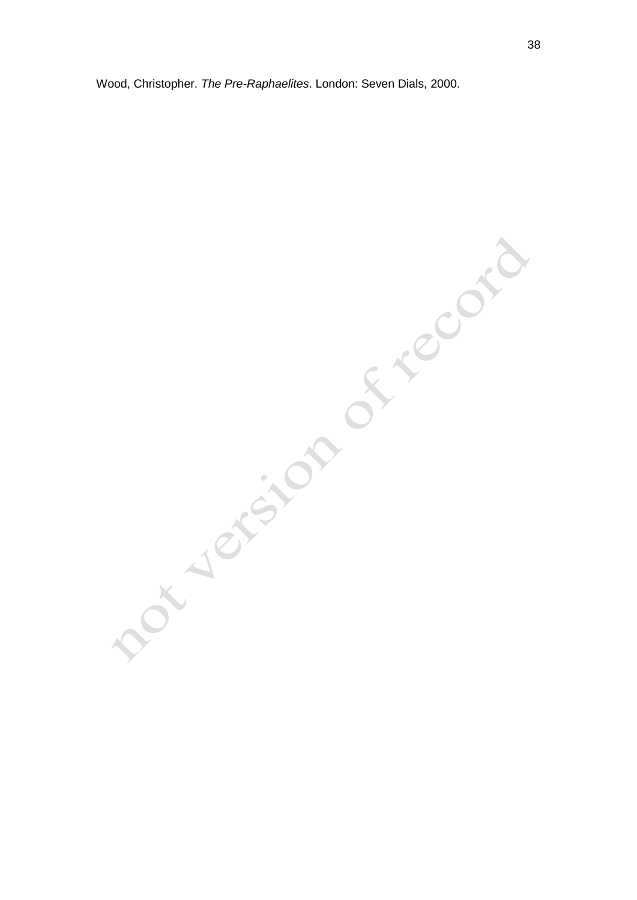Wood, Christopher. *The Pre-Raphaelites*. London: Seven Dials, 2000.